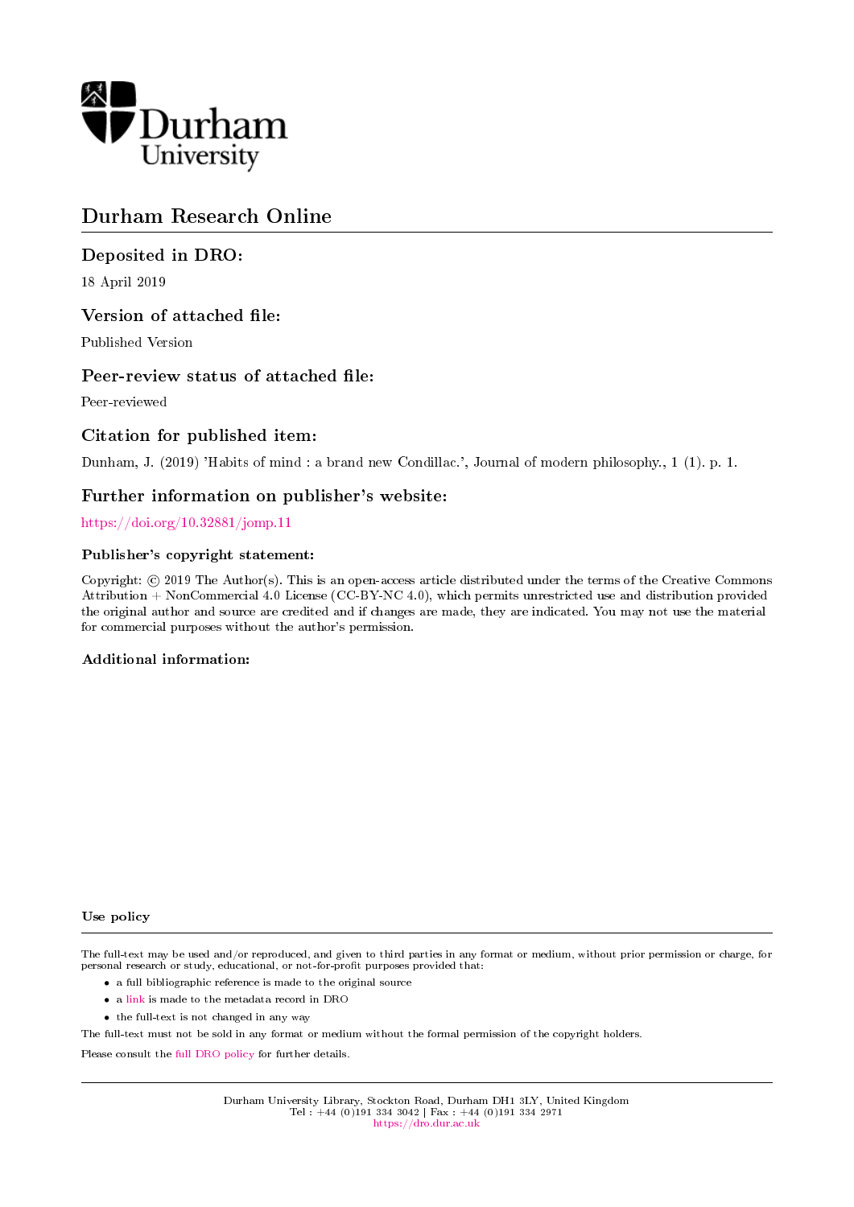Durham University

# Durham Research Online

## Deposited in DRO:

18 April 2019

## Version of attached file:

Published Version

## Peer-review status of attached file:

Peer-reviewed

## Citation for published item:

Dunham, J. (2019) 'Habits of mind : a brand new Condillac.', Journal of modern philosophy., 1 (1). p. 1.

## Further information on publisher's website:

https://doi.org/10.32881/jomp.11

### Publisher's copyright statement:

Copyright: © 2019 The Author(s). This is an open-access article distributed under the terms of the Creative Commons Attribution + NonCommercial 4.0 License (CC-BY-NC 4.0), which permits unrestricted use and distribution provided the original author and source are credited and if changes are made, they are indicated. You may not use the material for commercial purposes without the author's permission.

### Additional information:

### Use policy

The full-text may be used and/or reproduced, and given to third parties in any format or medium, without prior permission or charge, for personal research or study, educational, or not-for-profit purposes provided that:

- a full bibliographic reference is made to the original source
- a link is made to the metadata record in DRO
- the full-text is not changed in any way

The full-text must not be sold in any format or medium without the formal permission of the copyright holders.

Please consult the full DRO policy for further details.

Durham University Library, Stockton Road, Durham DH1 3LY, United Kingdom
Tel : +44 (0)191 334 3042 | Fax : +44 (0)191 334 2971
https://dro.dur.ac.uk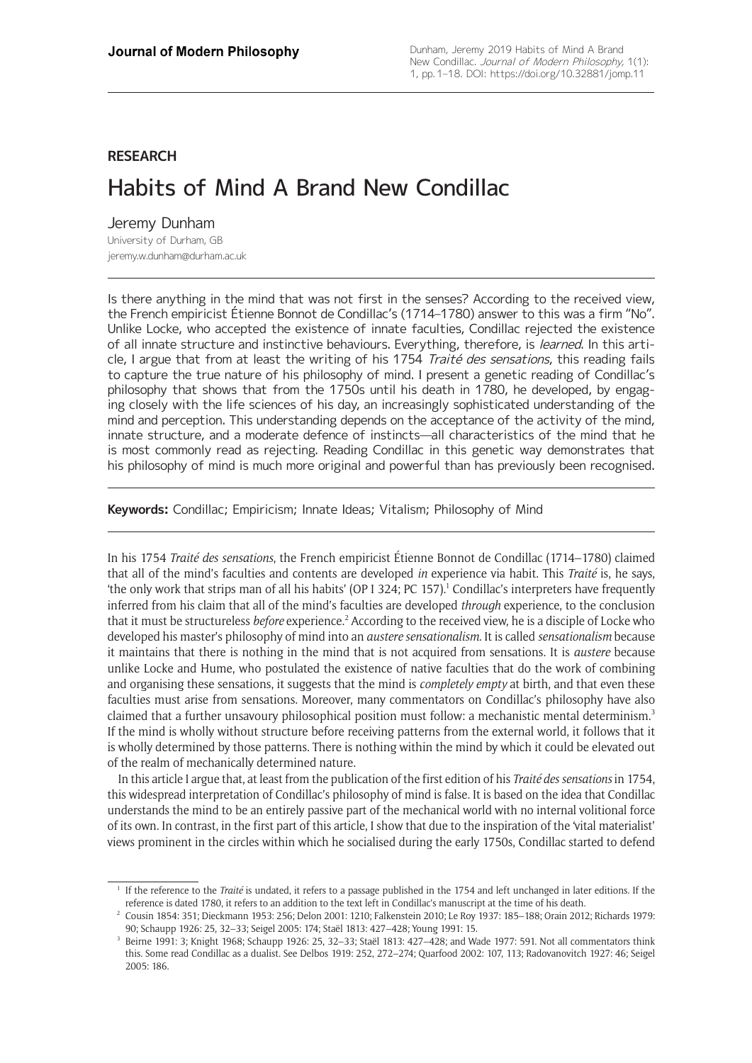**RESEARCH**

# Habits of Mind A Brand New Condillac

Jeremy Dunham

University of Durham, GB

jeremy.w.dunham@durham.ac.uk

Is there anything in the mind that was not first in the senses? According to the received view, the French empiricist Étienne Bonnot de Condillac's (1714–1780) answer to this was a firm "No". Unlike Locke, who accepted the existence of innate faculties, Condillac rejected the existence of all innate structure and instinctive behaviours. Everything, therefore, is *learned*. In this article, I argue that from at least the writing of his 1754 *Traité des sensations*, this reading fails to capture the true nature of his philosophy of mind. I present a genetic reading of Condillac's philosophy that shows that from the 1750s until his death in 1780, he developed, by engaging closely with the life sciences of his day, an increasingly sophisticated understanding of the mind and perception. This understanding depends on the acceptance of the activity of the mind, innate structure, and a moderate defence of instincts—all characteristics of the mind that he is most commonly read as rejecting. Reading Condillac in this genetic way demonstrates that his philosophy of mind is much more original and powerful than has previously been recognised.

**Keywords:** Condillac; Empiricism; Innate Ideas; Vitalism; Philosophy of Mind

In his 1754 *Traité des sensations*, the French empiricist Étienne Bonnot de Condillac (1714–1780) claimed that all of the mind's faculties and contents are developed *in* experience via habit. This *Traité* is, he says, 'the only work that strips man of all his habits' (OP I 324; PC 157).[1] Condillac's interpreters have frequently inferred from his claim that all of the mind's faculties are developed *through* experience, to the conclusion that it must be structureless *before* experience.[2] According to the received view, he is a disciple of Locke who developed his master's philosophy of mind into an *austere sensationalism*. It is called *sensationalism* because it maintains that there is nothing in the mind that is not acquired from sensations. It is *austere* because unlike Locke and Hume, who postulated the existence of native faculties that do the work of combining and organising these sensations, it suggests that the mind is *completely empty* at birth, and that even these faculties must arise from sensations. Moreover, many commentators on Condillac's philosophy have also claimed that a further unsavoury philosophical position must follow: a mechanistic mental determinism.[3] If the mind is wholly without structure before receiving patterns from the external world, it follows that it is wholly determined by those patterns. There is nothing within the mind by which it could be elevated out of the realm of mechanically determined nature.

In this article I argue that, at least from the publication of the first edition of his *Traité des sensations* in 1754, this widespread interpretation of Condillac's philosophy of mind is false. It is based on the idea that Condillac understands the mind to be an entirely passive part of the mechanical world with no internal volitional force of its own. In contrast, in the first part of this article, I show that due to the inspiration of the 'vital materialist' views prominent in the circles within which he socialised during the early 1750s, Condillac started to defend

[1] If the reference to the *Traité* is undated, it refers to a passage published in the 1754 and left unchanged in later editions. If the reference is dated 1780, it refers to an addition to the text left in Condillac's manuscript at the time of his death.

[2] Cousin 1854: 351; Dieckmann 1953: 256; Delon 2001: 1210; Falkenstein 2010; Le Roy 1937: 185–188; Orain 2012; Richards 1979: 90; Schaupp 1926: 25, 32–33; Seigel 2005: 174; Staël 1813: 427–428; Young 1991: 15.

[3] Beirne 1991: 3; Knight 1968; Schaupp 1926: 25, 32–33; Staël 1813: 427–428; and Wade 1977: 591. Not all commentators think this. Some read Condillac as a dualist. See Delbos 1919: 252, 272–274; Quarfood 2002: 107, 113; Radovanovitch 1927: 46; Seigel 2005: 186.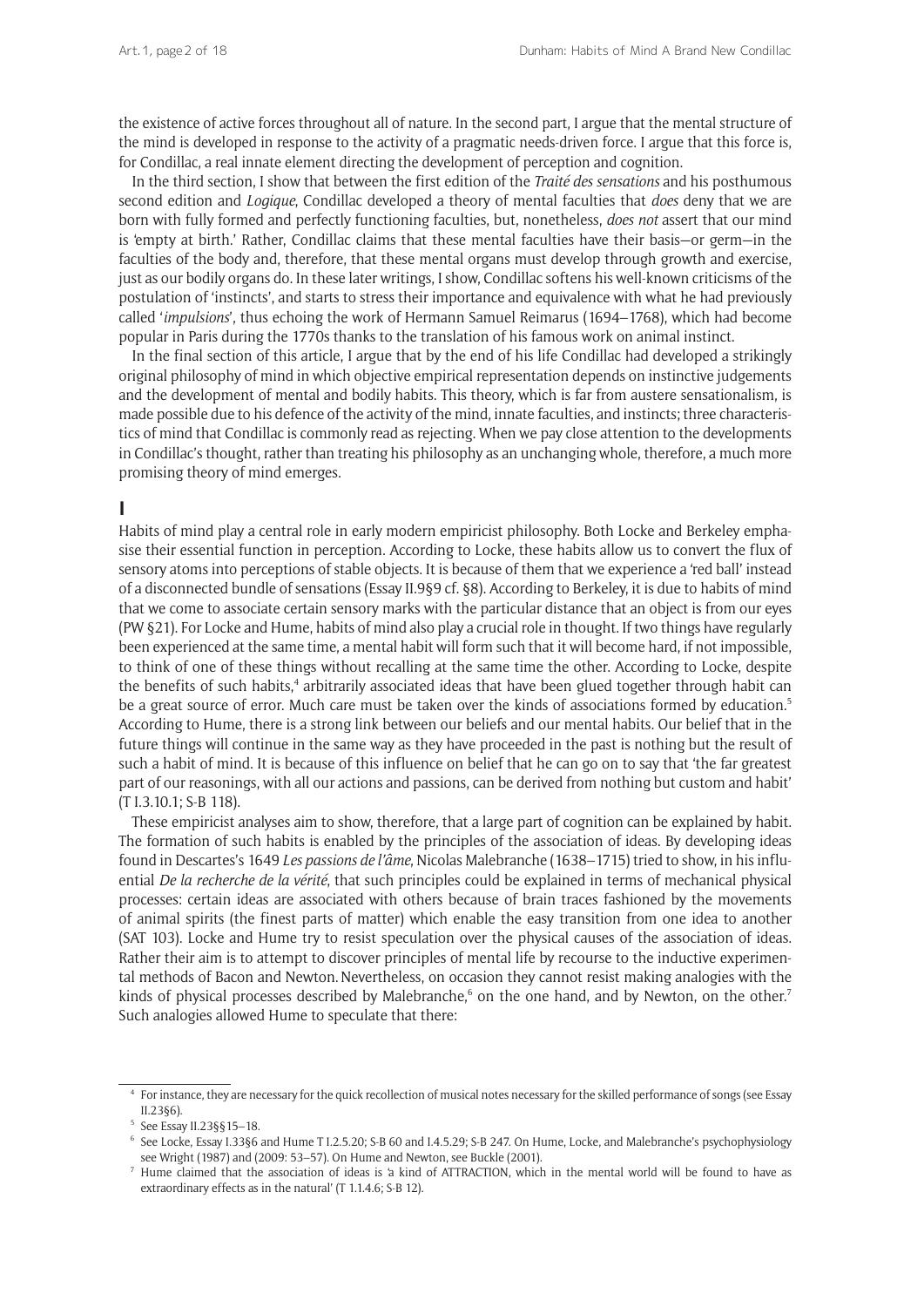the existence of active forces throughout all of nature. In the second part, I argue that the mental structure of the mind is developed in response to the activity of a pragmatic needs-driven force. I argue that this force is, for Condillac, a real innate element directing the development of perception and cognition.

In the third section, I show that between the first edition of the *Traité des sensations* and his posthumous second edition and *Logique*, Condillac developed a theory of mental faculties that *does* deny that we are born with fully formed and perfectly functioning faculties, but, nonetheless, *does not* assert that our mind is 'empty at birth.' Rather, Condillac claims that these mental faculties have their basis—or germ—in the faculties of the body and, therefore, that these mental organs must develop through growth and exercise, just as our bodily organs do. In these later writings, I show, Condillac softens his well-known criticisms of the postulation of 'instincts', and starts to stress their importance and equivalence with what he had previously called '*impulsions*', thus echoing the work of Hermann Samuel Reimarus (1694–1768), which had become popular in Paris during the 1770s thanks to the translation of his famous work on animal instinct.

In the final section of this article, I argue that by the end of his life Condillac had developed a strikingly original philosophy of mind in which objective empirical representation depends on instinctive judgements and the development of mental and bodily habits. This theory, which is far from austere sensationalism, is made possible due to his defence of the activity of the mind, innate faculties, and instincts; three characteristics of mind that Condillac is commonly read as rejecting. When we pay close attention to the developments in Condillac's thought, rather than treating his philosophy as an unchanging whole, therefore, a much more promising theory of mind emerges.

## I

Habits of mind play a central role in early modern empiricist philosophy. Both Locke and Berkeley emphasise their essential function in perception. According to Locke, these habits allow us to convert the flux of sensory atoms into perceptions of stable objects. It is because of them that we experience a 'red ball' instead of a disconnected bundle of sensations (Essay II.9§9 cf. §8). According to Berkeley, it is due to habits of mind that we come to associate certain sensory marks with the particular distance that an object is from our eyes (PW §21). For Locke and Hume, habits of mind also play a crucial role in thought. If two things have regularly been experienced at the same time, a mental habit will form such that it will become hard, if not impossible, to think of one of these things without recalling at the same time the other. According to Locke, despite the benefits of such habits,[4] arbitrarily associated ideas that have been glued together through habit can be a great source of error. Much care must be taken over the kinds of associations formed by education.[5] According to Hume, there is a strong link between our beliefs and our mental habits. Our belief that in the future things will continue in the same way as they have proceeded in the past is nothing but the result of such a habit of mind. It is because of this influence on belief that he can go on to say that 'the far greatest part of our reasonings, with all our actions and passions, can be derived from nothing but custom and habit' (T I.3.10.1; S-B 118).

These empiricist analyses aim to show, therefore, that a large part of cognition can be explained by habit. The formation of such habits is enabled by the principles of the association of ideas. By developing ideas found in Descartes's 1649 *Les passions de l'âme*, Nicolas Malebranche (1638–1715) tried to show, in his influential *De la recherche de la vérité*, that such principles could be explained in terms of mechanical physical processes: certain ideas are associated with others because of brain traces fashioned by the movements of animal spirits (the finest parts of matter) which enable the easy transition from one idea to another (SAT 103). Locke and Hume try to resist speculation over the physical causes of the association of ideas. Rather their aim is to attempt to discover principles of mental life by recourse to the inductive experimental methods of Bacon and Newton. Nevertheless, on occasion they cannot resist making analogies with the kinds of physical processes described by Malebranche,[6] on the one hand, and by Newton, on the other.[7] Such analogies allowed Hume to speculate that there:

---

[4] For instance, they are necessary for the quick recollection of musical notes necessary for the skilled performance of songs (see Essay II.23§6).

[5] See Essay II.23§§15–18.

[6] See Locke, Essay I.33§6 and Hume T I.2.5.20; S-B 60 and I.4.5.29; S-B 247. On Hume, Locke, and Malebranche's psychophysiology see Wright (1987) and (2009: 53–57). On Hume and Newton, see Buckle (2001).

[7] Hume claimed that the association of ideas is 'a kind of ATTRACTION, which in the mental world will be found to have as extraordinary effects as in the natural' (T 1.1.4.6; S-B 12).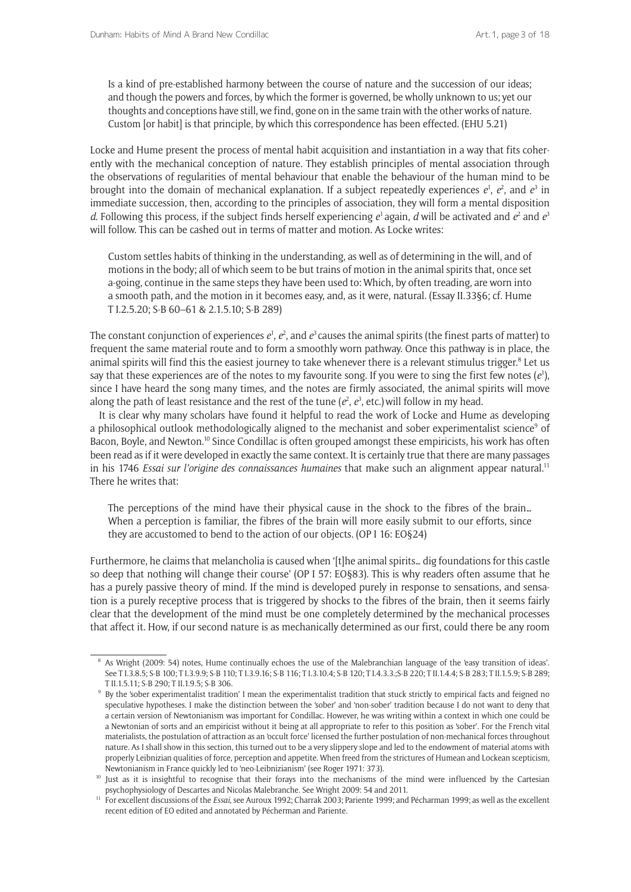Is a kind of pre-established harmony between the course of nature and the succession of our ideas; and though the powers and forces, by which the former is governed, be wholly unknown to us; yet our thoughts and conceptions have still, we find, gone on in the same train with the other works of nature. Custom [or habit] is that principle, by which this correspondence has been effected. (EHU 5.21)

Locke and Hume present the process of mental habit acquisition and instantiation in a way that fits coherently with the mechanical conception of nature. They establish principles of mental association through the observations of regularities of mental behaviour that enable the behaviour of the human mind to be brought into the domain of mechanical explanation. If a subject repeatedly experiences $e^1$, $e^2$, and $e^3$ in immediate succession, then, according to the principles of association, they will form a mental disposition *d*. Following this process, if the subject finds herself experiencing $e^1$ again, *d* will be activated and $e^2$ and $e^3$ will follow. This can be cashed out in terms of matter and motion. As Locke writes:

> Custom settles habits of thinking in the understanding, as well as of determining in the will, and of motions in the body; all of which seem to be but trains of motion in the animal spirits that, once set a-going, continue in the same steps they have been used to: Which, by often treading, are worn into a smooth path, and the motion in it becomes easy, and, as it were, natural. (Essay II.33§6; cf. Hume T I.2.5.20; S-B 60–61 & 2.1.5.10; S-B 289)

The constant conjunction of experiences $e^1$, $e^2$, and $e^3$ causes the animal spirits (the finest parts of matter) to frequent the same material route and to form a smoothly worn pathway. Once this pathway is in place, the animal spirits will find this the easiest journey to take whenever there is a relevant stimulus trigger.[8] Let us say that these experiences are of the notes to my favourite song. If you were to sing the first few notes ($e^1$), since I have heard the song many times, and the notes are firmly associated, the animal spirits will move along the path of least resistance and the rest of the tune ($e^2$, $e^3$, etc.) will follow in my head.

It is clear why many scholars have found it helpful to read the work of Locke and Hume as developing a philosophical outlook methodologically aligned to the mechanist and sober experimentalist science[9] of Bacon, Boyle, and Newton.[10] Since Condillac is often grouped amongst these empiricists, his work has often been read as if it were developed in exactly the same context. It is certainly true that there are many passages in his 1746 *Essai sur l'origine des connaissances humaines* that make such an alignment appear natural.[11] There he writes that:

> The perceptions of the mind have their physical cause in the shock to the fibres of the brain… When a perception is familiar, the fibres of the brain will more easily submit to our efforts, since they are accustomed to bend to the action of our objects. (OP I 16: EO§24)

Furthermore, he claims that melancholia is caused when '[t]he animal spirits… dig foundations for this castle so deep that nothing will change their course' (OP I 57: EO§83). This is why readers often assume that he has a purely passive theory of mind. If the mind is developed purely in response to sensations, and sensation is a purely receptive process that is triggered by shocks to the fibres of the brain, then it seems fairly clear that the development of the mind must be one completely determined by the mechanical processes that affect it. How, if our second nature is as mechanically determined as our first, could there be any room

---

[8] As Wright (2009: 54) notes, Hume continually echoes the use of the Malebranchian language of the 'easy transition of ideas'. See T I.3.8.5; S-B 100; T I.3.9.9; S-B 110; T I.3.9.16; S-B 116; T I.3.10.4; S-B 120; T I.4.3.3.;S-B 220; T II.1.4.4; S-B 283; T II.1.5.9; S-B 289; T II.1.5.11; S-B 290; T II.1.9.5; S-B 306.

[9] By the 'sober experimentalist tradition' I mean the experimentalist tradition that stuck strictly to empirical facts and feigned no speculative hypotheses. I make the distinction between the 'sober' and 'non-sober' tradition because I do not want to deny that a certain version of Newtonianism was important for Condillac. However, he was writing within a context in which one could be a Newtonian of sorts and an empiricist without it being at all appropriate to refer to this position as 'sober'. For the French vital materialists, the postulation of attraction as an 'occult force' licensed the further postulation of non-mechanical forces throughout nature. As I shall show in this section, this turned out to be a very slippery slope and led to the endowment of material atoms with properly Leibnizian qualities of force, perception and appetite. When freed from the strictures of Humean and Lockean scepticism, Newtonianism in France quickly led to 'neo-Leibnizianism' (see Roger 1971: 373).

[10] Just as it is insightful to recognise that their forays into the mechanisms of the mind were influenced by the Cartesian psychophysiology of Descartes and Nicolas Malebranche. See Wright 2009: 54 and 2011.

[11] For excellent discussions of the *Essai*, see Auroux 1992; Charrak 2003; Pariente 1999; and Pécharman 1999; as well as the excellent recent edition of EO edited and annotated by Pécherman and Pariente.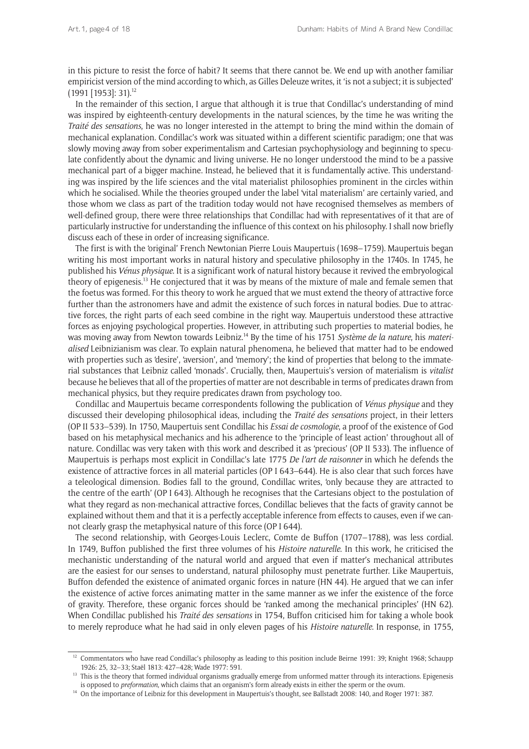in this picture to resist the force of habit? It seems that there cannot be. We end up with another familiar empiricist version of the mind according to which, as Gilles Deleuze writes, it 'is not a subject; it is subjected' (1991 [1953]: 31).[12]

In the remainder of this section, I argue that although it is true that Condillac's understanding of mind was inspired by eighteenth-century developments in the natural sciences, by the time he was writing the *Traité des sensations*, he was no longer interested in the attempt to bring the mind within the domain of mechanical explanation. Condillac's work was situated within a different scientific paradigm; one that was slowly moving away from sober experimentalism and Cartesian psychophysiology and beginning to speculate confidently about the dynamic and living universe. He no longer understood the mind to be a passive mechanical part of a bigger machine. Instead, he believed that it is fundamentally active. This understanding was inspired by the life sciences and the vital materialist philosophies prominent in the circles within which he socialised. While the theories grouped under the label 'vital materialism' are certainly varied, and those whom we class as part of the tradition today would not have recognised themselves as members of well-defined group, there were three relationships that Condillac had with representatives of it that are of particularly instructive for understanding the influence of this context on his philosophy. I shall now briefly discuss each of these in order of increasing significance.

The first is with the 'original' French Newtonian Pierre Louis Maupertuis (1698–1759). Maupertuis began writing his most important works in natural history and speculative philosophy in the 1740s. In 1745, he published his *Vénus physique*. It is a significant work of natural history because it revived the embryological theory of epigenesis.[13] He conjectured that it was by means of the mixture of male and female semen that the foetus was formed. For this theory to work he argued that we must extend the theory of attractive force further than the astronomers have and admit the existence of such forces in natural bodies. Due to attractive forces, the right parts of each seed combine in the right way. Maupertuis understood these attractive forces as enjoying psychological properties. However, in attributing such properties to material bodies, he was moving away from Newton towards Leibniz.[14] By the time of his 1751 *Système de la nature*, his *materialised* Leibnizianism was clear. To explain natural phenomena, he believed that matter had to be endowed with properties such as 'desire', 'aversion', and 'memory'; the kind of properties that belong to the immaterial substances that Leibniz called 'monads'. Crucially, then, Maupertuis's version of materialism is *vitalist* because he believes that all of the properties of matter are not describable in terms of predicates drawn from mechanical physics, but they require predicates drawn from psychology too.

Condillac and Maupertuis became correspondents following the publication of *Vénus physique* and they discussed their developing philosophical ideas, including the *Traité des sensations* project, in their letters (OP II 533–539). In 1750, Maupertuis sent Condillac his *Essai de cosmologie*, a proof of the existence of God based on his metaphysical mechanics and his adherence to the 'principle of least action' throughout all of nature. Condillac was very taken with this work and described it as 'precious' (OP II 533). The influence of Maupertuis is perhaps most explicit in Condillac's late 1775 *De l'art de raisonner* in which he defends the existence of attractive forces in all material particles (OP I 643–644). He is also clear that such forces have a teleological dimension. Bodies fall to the ground, Condillac writes, 'only because they are attracted to the centre of the earth' (OP I 643). Although he recognises that the Cartesians object to the postulation of what they regard as non-mechanical attractive forces, Condillac believes that the facts of gravity cannot be explained without them and that it is a perfectly acceptable inference from effects to causes, even if we cannot clearly grasp the metaphysical nature of this force (OP I 644).

The second relationship, with Georges-Louis Leclerc, Comte de Buffon (1707–1788), was less cordial. In 1749, Buffon published the first three volumes of his *Histoire naturelle*. In this work, he criticised the mechanistic understanding of the natural world and argued that even if matter's mechanical attributes are the easiest for our senses to understand, natural philosophy must penetrate further. Like Maupertuis, Buffon defended the existence of animated organic forces in nature (HN 44). He argued that we can infer the existence of active forces animating matter in the same manner as we infer the existence of the force of gravity. Therefore, these organic forces should be 'ranked among the mechanical principles' (HN 62). When Condillac published his *Traité des sensations* in 1754, Buffon criticised him for taking a whole book to merely reproduce what he had said in only eleven pages of his *Histoire naturelle*. In response, in 1755,

[12] Commentators who have read Condillac's philosophy as leading to this position include Beirne 1991: 39; Knight 1968; Schaupp 1926: 25, 32–33; Staël 1813: 427–428; Wade 1977: 591.

[13] This is the theory that formed individual organisms gradually emerge from unformed matter through its interactions. Epigenesis is opposed to *preformation*, which claims that an organism's form already exists in either the sperm or the ovum.

[14] On the importance of Leibniz for this development in Maupertuis's thought, see Ballstadt 2008: 140, and Roger 1971: 387.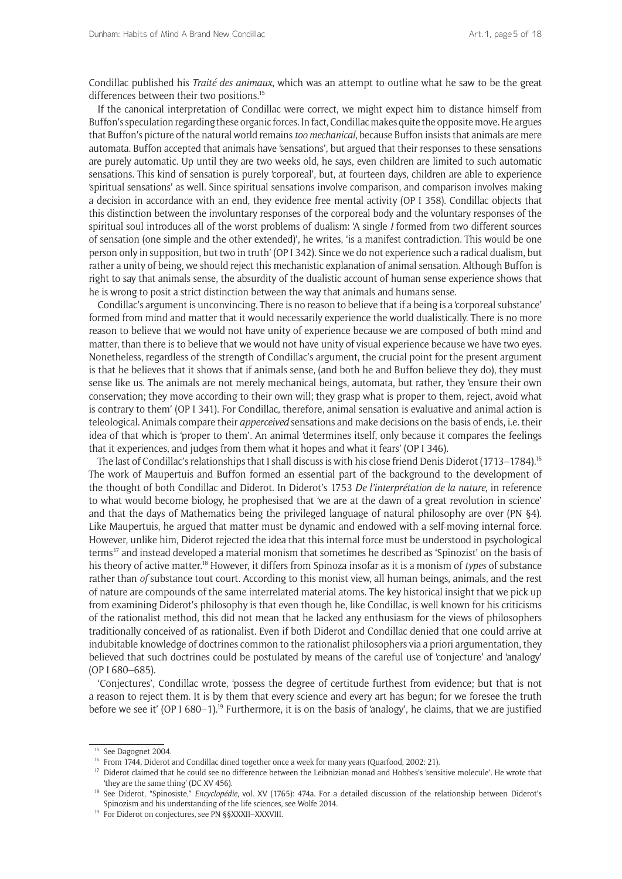Condillac published his *Traité des animaux*, which was an attempt to outline what he saw to be the great differences between their two positions.[15]

If the canonical interpretation of Condillac were correct, we might expect him to distance himself from Buffon's speculation regarding these organic forces. In fact, Condillac makes quite the opposite move. He argues that Buffon's picture of the natural world remains *too mechanical*, because Buffon insists that animals are mere automata. Buffon accepted that animals have 'sensations', but argued that their responses to these sensations are purely automatic. Up until they are two weeks old, he says, even children are limited to such automatic sensations. This kind of sensation is purely 'corporeal', but, at fourteen days, children are able to experience 'spiritual sensations' as well. Since spiritual sensations involve comparison, and comparison involves making a decision in accordance with an end, they evidence free mental activity (OP I 358). Condillac objects that this distinction between the involuntary responses of the corporeal body and the voluntary responses of the spiritual soul introduces all of the worst problems of dualism: 'A single *I* formed from two different sources of sensation (one simple and the other extended)', he writes, 'is a manifest contradiction. This would be one person only in supposition, but two in truth' (OP I 342). Since we do not experience such a radical dualism, but rather a unity of being, we should reject this mechanistic explanation of animal sensation. Although Buffon is right to say that animals sense, the absurdity of the dualistic account of human sense experience shows that he is wrong to posit a strict distinction between the way that animals and humans sense.

Condillac's argument is unconvincing. There is no reason to believe that if a being is a 'corporeal substance' formed from mind and matter that it would necessarily experience the world dualistically. There is no more reason to believe that we would not have unity of experience because we are composed of both mind and matter, than there is to believe that we would not have unity of visual experience because we have two eyes. Nonetheless, regardless of the strength of Condillac's argument, the crucial point for the present argument is that he believes that it shows that if animals sense, (and both he and Buffon believe they do), they must sense like us. The animals are not merely mechanical beings, automata, but rather, they 'ensure their own conservation; they move according to their own will; they grasp what is proper to them, reject, avoid what is contrary to them' (OP I 341). For Condillac, therefore, animal sensation is evaluative and animal action is teleological. Animals compare their *apperceived* sensations and make decisions on the basis of ends, i.e. their idea of that which is 'proper to them'. An animal 'determines itself, only because it compares the feelings that it experiences, and judges from them what it hopes and what it fears' (OP I 346).

The last of Condillac's relationships that I shall discuss is with his close friend Denis Diderot (1713–1784).[16] The work of Maupertuis and Buffon formed an essential part of the background to the development of the thought of both Condillac and Diderot. In Diderot's 1753 *De l'interprétation de la nature*, in reference to what would become biology, he prophesised that 'we are at the dawn of a great revolution in science' and that the days of Mathematics being the privileged language of natural philosophy are over (PN §4). Like Maupertuis, he argued that matter must be dynamic and endowed with a self-moving internal force. However, unlike him, Diderot rejected the idea that this internal force must be understood in psychological terms[17] and instead developed a material monism that sometimes he described as 'Spinozist' on the basis of his theory of active matter.[18] However, it differs from Spinoza insofar as it is a monism of *types* of substance rather than *of* substance tout court. According to this monist view, all human beings, animals, and the rest of nature are compounds of the same interrelated material atoms. The key historical insight that we pick up from examining Diderot's philosophy is that even though he, like Condillac, is well known for his criticisms of the rationalist method, this did not mean that he lacked any enthusiasm for the views of philosophers traditionally conceived of as rationalist. Even if both Diderot and Condillac denied that one could arrive at indubitable knowledge of doctrines common to the rationalist philosophers via a priori argumentation, they believed that such doctrines could be postulated by means of the careful use of 'conjecture' and 'analogy' (OP I 680–685).

'Conjectures', Condillac wrote, 'possess the degree of certitude furthest from evidence; but that is not a reason to reject them. It is by them that every science and every art has begun; for we foresee the truth before we see it' (OP I 680–1).[19] Furthermore, it is on the basis of 'analogy', he claims, that we are justified

[15] See Dagognet 2004.

[16] From 1744, Diderot and Condillac dined together once a week for many years (Quarfood, 2002: 21).

[17] Diderot claimed that he could see no difference between the Leibnizian monad and Hobbes's 'sensitive molecule'. He wrote that 'they are the same thing' (DC XV 456).

[18] See Diderot, "Spinosiste," *Encyclopédie*, vol. XV (1765): 474a. For a detailed discussion of the relationship between Diderot's Spinozism and his understanding of the life sciences, see Wolfe 2014.

[19] For Diderot on conjectures, see PN §§XXXII–XXXVIII.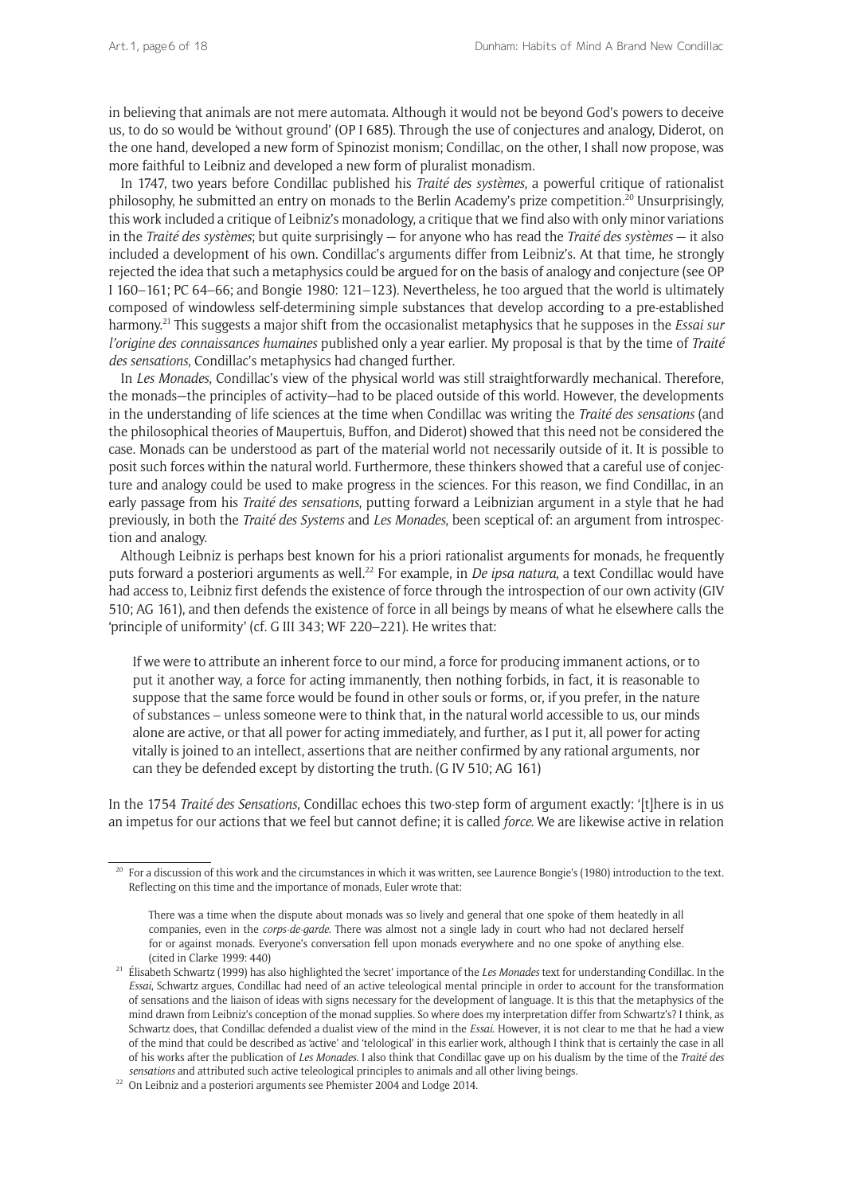in believing that animals are not mere automata. Although it would not be beyond God's powers to deceive us, to do so would be 'without ground' (OP I 685). Through the use of conjectures and analogy, Diderot, on the one hand, developed a new form of Spinozist monism; Condillac, on the other, I shall now propose, was more faithful to Leibniz and developed a new form of pluralist monadism.

In 1747, two years before Condillac published his *Traité des systèmes*, a powerful critique of rationalist philosophy, he submitted an entry on monads to the Berlin Academy's prize competition.[20] Unsurprisingly, this work included a critique of Leibniz's monadology, a critique that we find also with only minor variations in the *Traité des systèmes*; but quite surprisingly — for anyone who has read the *Traité des systèmes* — it also included a development of his own. Condillac's arguments differ from Leibniz's. At that time, he strongly rejected the idea that such a metaphysics could be argued for on the basis of analogy and conjecture (see OP I 160–161; PC 64–66; and Bongie 1980: 121–123). Nevertheless, he too argued that the world is ultimately composed of windowless self-determining simple substances that develop according to a pre-established harmony.[21] This suggests a major shift from the occasionalist metaphysics that he supposes in the *Essai sur l'origine des connaissances humaines* published only a year earlier. My proposal is that by the time of *Traité des sensations*, Condillac's metaphysics had changed further.

In *Les Monades*, Condillac's view of the physical world was still straightforwardly mechanical. Therefore, the monads—the principles of activity—had to be placed outside of this world. However, the developments in the understanding of life sciences at the time when Condillac was writing the *Traité des sensations* (and the philosophical theories of Maupertuis, Buffon, and Diderot) showed that this need not be considered the case. Monads can be understood as part of the material world not necessarily outside of it. It is possible to posit such forces within the natural world. Furthermore, these thinkers showed that a careful use of conjecture and analogy could be used to make progress in the sciences. For this reason, we find Condillac, in an early passage from his *Traité des sensations*, putting forward a Leibnizian argument in a style that he had previously, in both the *Traité des Systems* and *Les Monades*, been sceptical of: an argument from introspection and analogy.

Although Leibniz is perhaps best known for his a priori rationalist arguments for monads, he frequently puts forward a posteriori arguments as well.[22] For example, in *De ipsa natura*, a text Condillac would have had access to, Leibniz first defends the existence of force through the introspection of our own activity (GIV 510; AG 161), and then defends the existence of force in all beings by means of what he elsewhere calls the 'principle of uniformity' (cf. G III 343; WF 220–221). He writes that:

> If we were to attribute an inherent force to our mind, a force for producing immanent actions, or to put it another way, a force for acting immanently, then nothing forbids, in fact, it is reasonable to suppose that the same force would be found in other souls or forms, or, if you prefer, in the nature of substances – unless someone were to think that, in the natural world accessible to us, our minds alone are active, or that all power for acting immediately, and further, as I put it, all power for acting vitally is joined to an intellect, assertions that are neither confirmed by any rational arguments, nor can they be defended except by distorting the truth. (G IV 510; AG 161)

In the 1754 *Traité des Sensations*, Condillac echoes this two-step form of argument exactly: '[t]here is in us an impetus for our actions that we feel but cannot define; it is called *force*. We are likewise active in relation

---

[20] For a discussion of this work and the circumstances in which it was written, see Laurence Bongie's (1980) introduction to the text. Reflecting on this time and the importance of monads, Euler wrote that:

> There was a time when the dispute about monads was so lively and general that one spoke of them heatedly in all companies, even in the *corps-de-garde*. There was almost not a single lady in court who had not declared herself for or against monads. Everyone's conversation fell upon monads everywhere and no one spoke of anything else. (cited in Clarke 1999: 440)

[21] Élisabeth Schwartz (1999) has also highlighted the 'secret' importance of the *Les Monades* text for understanding Condillac. In the *Essai*, Schwartz argues, Condillac had need of an active teleological mental principle in order to account for the transformation of sensations and the liaison of ideas with signs necessary for the development of language. It is this that the metaphysics of the mind drawn from Leibniz's conception of the monad supplies. So where does my interpretation differ from Schwartz's? I think, as Schwartz does, that Condillac defended a dualist view of the mind in the *Essai*. However, it is not clear to me that he had a view of the mind that could be described as 'active' and 'telological' in this earlier work, although I think that is certainly the case in all of his works after the publication of *Les Monades*. I also think that Condillac gave up on his dualism by the time of the *Traité des sensations* and attributed such active teleological principles to animals and all other living beings.

[22] On Leibniz and a posteriori arguments see Phemister 2004 and Lodge 2014.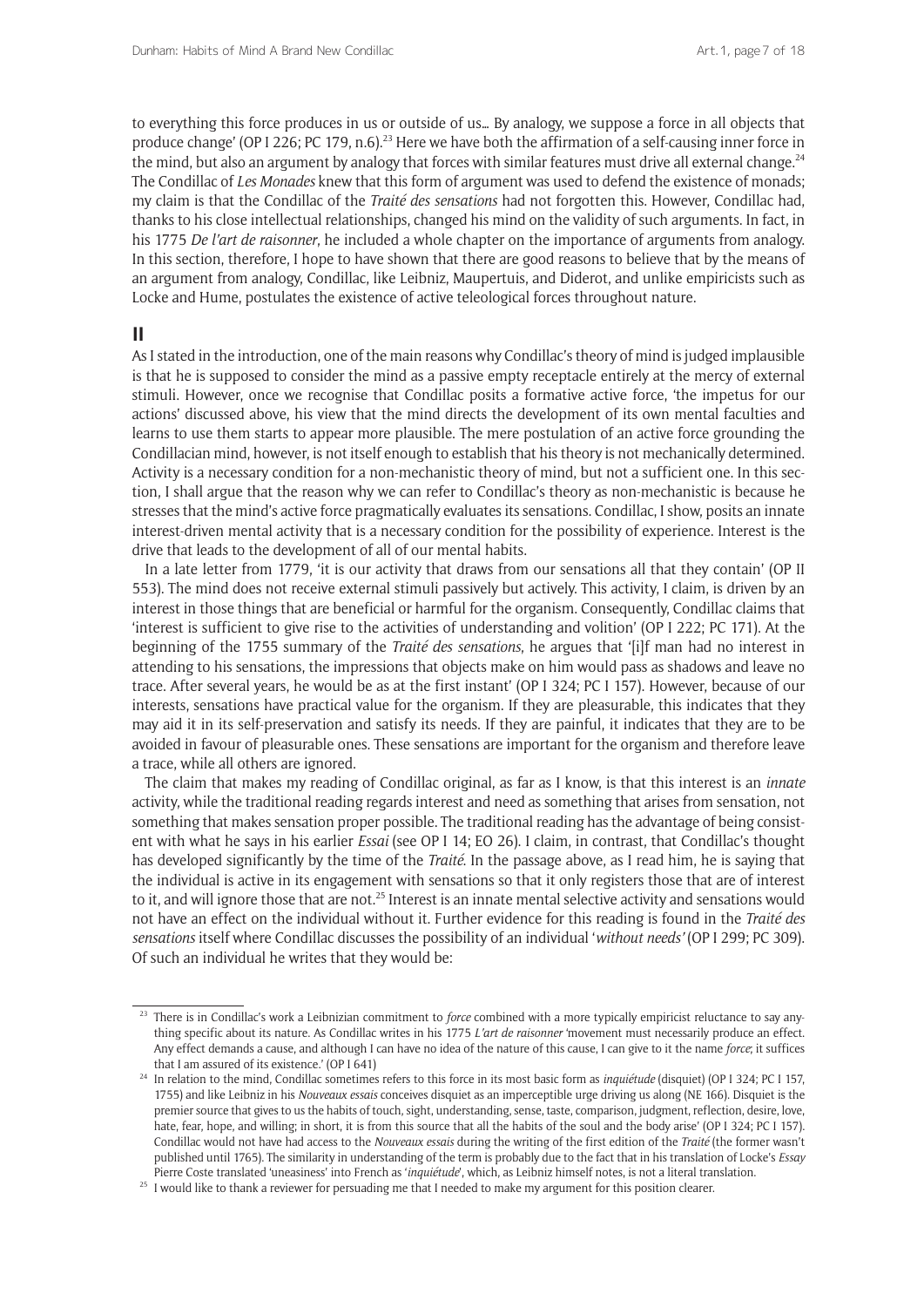to everything this force produces in us or outside of us… By analogy, we suppose a force in all objects that produce change' (OP I 226; PC 179, n.6).[23] Here we have both the affirmation of a self-causing inner force in the mind, but also an argument by analogy that forces with similar features must drive all external change.[24] The Condillac of *Les Monades* knew that this form of argument was used to defend the existence of monads; my claim is that the Condillac of the *Traité des sensations* had not forgotten this. However, Condillac had, thanks to his close intellectual relationships, changed his mind on the validity of such arguments. In fact, in his 1775 *De l'art de raisonner*, he included a whole chapter on the importance of arguments from analogy. In this section, therefore, I hope to have shown that there are good reasons to believe that by the means of an argument from analogy, Condillac, like Leibniz, Maupertuis, and Diderot, and unlike empiricists such as Locke and Hume, postulates the existence of active teleological forces throughout nature.

## II

As I stated in the introduction, one of the main reasons why Condillac's theory of mind is judged implausible is that he is supposed to consider the mind as a passive empty receptacle entirely at the mercy of external stimuli. However, once we recognise that Condillac posits a formative active force, 'the impetus for our actions' discussed above, his view that the mind directs the development of its own mental faculties and learns to use them starts to appear more plausible. The mere postulation of an active force grounding the Condillacian mind, however, is not itself enough to establish that his theory is not mechanically determined. Activity is a necessary condition for a non-mechanistic theory of mind, but not a sufficient one. In this section, I shall argue that the reason why we can refer to Condillac's theory as non-mechanistic is because he stresses that the mind's active force pragmatically evaluates its sensations. Condillac, I show, posits an innate interest-driven mental activity that is a necessary condition for the possibility of experience. Interest is the drive that leads to the development of all of our mental habits.

In a late letter from 1779, 'it is our activity that draws from our sensations all that they contain' (OP II 553). The mind does not receive external stimuli passively but actively. This activity, I claim, is driven by an interest in those things that are beneficial or harmful for the organism. Consequently, Condillac claims that 'interest is sufficient to give rise to the activities of understanding and volition' (OP I 222; PC 171). At the beginning of the 1755 summary of the *Traité des sensations*, he argues that '[i]f man had no interest in attending to his sensations, the impressions that objects make on him would pass as shadows and leave no trace. After several years, he would be as at the first instant' (OP I 324; PC I 157). However, because of our interests, sensations have practical value for the organism. If they are pleasurable, this indicates that they may aid it in its self-preservation and satisfy its needs. If they are painful, it indicates that they are to be avoided in favour of pleasurable ones. These sensations are important for the organism and therefore leave a trace, while all others are ignored.

The claim that makes my reading of Condillac original, as far as I know, is that this interest is an *innate* activity, while the traditional reading regards interest and need as something that arises from sensation, not something that makes sensation proper possible. The traditional reading has the advantage of being consistent with what he says in his earlier *Essai* (see OP I 14; EO 26). I claim, in contrast, that Condillac's thought has developed significantly by the time of the *Traité*. In the passage above, as I read him, he is saying that the individual is active in its engagement with sensations so that it only registers those that are of interest to it, and will ignore those that are not.[25] Interest is an innate mental selective activity and sensations would not have an effect on the individual without it. Further evidence for this reading is found in the *Traité des sensations* itself where Condillac discusses the possibility of an individual '*without needs*' (OP I 299; PC 309). Of such an individual he writes that they would be:

---

[23] There is in Condillac's work a Leibnizian commitment to *force* combined with a more typically empiricist reluctance to say anything specific about its nature. As Condillac writes in his 1775 *L'art de raisonner* 'movement must necessarily produce an effect. Any effect demands a cause, and although I can have no idea of the nature of this cause, I can give to it the name *force*; it suffices that I am assured of its existence.' (OP I 641)

[24] In relation to the mind, Condillac sometimes refers to this force in its most basic form as *inquiétude* (disquiet) (OP I 324; PC I 157, 1755) and like Leibniz in his *Nouveaux essais* conceives disquiet as an imperceptible urge driving us along (NE 166). Disquiet is the premier source that gives to us the habits of touch, sight, understanding, sense, taste, comparison, judgment, reflection, desire, love, hate, fear, hope, and willing; in short, it is from this source that all the habits of the soul and the body arise' (OP I 324; PC I 157). Condillac would not have had access to the *Nouveaux essais* during the writing of the first edition of the *Traité* (the former wasn't published until 1765). The similarity in understanding of the term is probably due to the fact that in his translation of Locke's *Essay* Pierre Coste translated 'uneasiness' into French as '*inquiétude*', which, as Leibniz himself notes, is not a literal translation.

[25] I would like to thank a reviewer for persuading me that I needed to make my argument for this position clearer.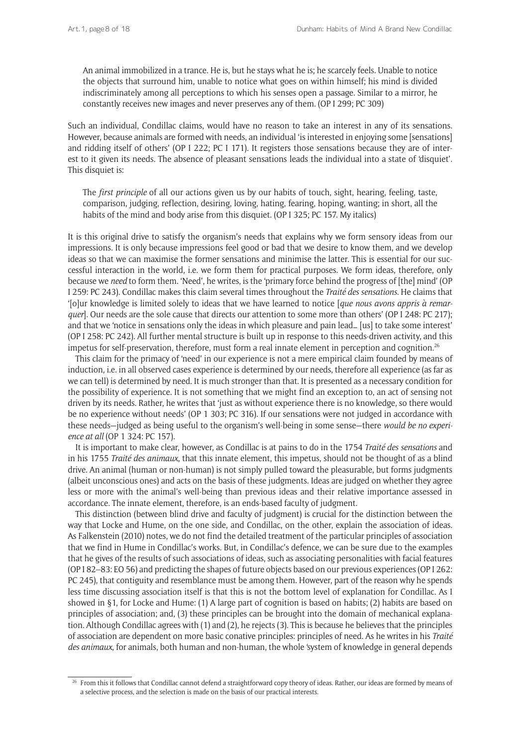> An animal immobilized in a trance. He is, but he stays what he is; he scarcely feels. Unable to notice the objects that surround him, unable to notice what goes on within himself; his mind is divided indiscriminately among all perceptions to which his senses open a passage. Similar to a mirror, he constantly receives new images and never preserves any of them. (OP I 299; PC 309)

Such an individual, Condillac claims, would have no reason to take an interest in any of its sensations. However, because animals are formed with needs, an individual 'is interested in enjoying some [sensations] and ridding itself of others' (OP I 222; PC I 171). It registers those sensations because they are of interest to it given its needs. The absence of pleasant sensations leads the individual into a state of 'disquiet'. This disquiet is:

> The *first principle* of all our actions given us by our habits of touch, sight, hearing, feeling, taste, comparison, judging, reflection, desiring, loving, hating, fearing, hoping, wanting; in short, all the habits of the mind and body arise from this disquiet. (OP I 325; PC 157. My italics)

It is this original drive to satisfy the organism's needs that explains why we form sensory ideas from our impressions. It is only because impressions feel good or bad that we desire to know them, and we develop ideas so that we can maximise the former sensations and minimise the latter. This is essential for our successful interaction in the world, i.e. we form them for practical purposes. We form ideas, therefore, only because we *need* to form them. 'Need', he writes, is the 'primary force behind the progress of [the] mind' (OP I 259: PC 243). Condillac makes this claim several times throughout the *Traité des sensations*. He claims that '[o]ur knowledge is limited solely to ideas that we have learned to notice [*que nous avons appris à remarquer*]. Our needs are the sole cause that directs our attention to some more than others' (OP I 248: PC 217); and that we 'notice in sensations only the ideas in which pleasure and pain lead… [us] to take some interest' (OP I 258: PC 242). All further mental structure is built up in response to this needs-driven activity, and this impetus for self-preservation, therefore, must form a real innate element in perception and cognition.[26]

This claim for the primacy of 'need' in our experience is not a mere empirical claim founded by means of induction, i.e. in all observed cases experience is determined by our needs, therefore all experience (as far as we can tell) is determined by need. It is much stronger than that. It is presented as a necessary condition for the possibility of experience. It is not something that we might find an exception to, an act of sensing not driven by its needs. Rather, he writes that 'just as without experience there is no knowledge, so there would be no experience without needs' (OP 1 303; PC 316). If our sensations were not judged in accordance with these needs—judged as being useful to the organism's well-being in some sense—there *would be no experience at all* (OP 1 324: PC 157).

It is important to make clear, however, as Condillac is at pains to do in the 1754 *Traité des sensations* and in his 1755 *Traité des animaux*, that this innate element, this impetus, should not be thought of as a blind drive. An animal (human or non-human) is not simply pulled toward the pleasurable, but forms judgments (albeit unconscious ones) and acts on the basis of these judgments. Ideas are judged on whether they agree less or more with the animal's well-being than previous ideas and their relative importance assessed in accordance. The innate element, therefore, is an ends-based faculty of judgment.

This distinction (between blind drive and faculty of judgment) is crucial for the distinction between the way that Locke and Hume, on the one side, and Condillac, on the other, explain the association of ideas. As Falkenstein (2010) notes, we do not find the detailed treatment of the particular principles of association that we find in Hume in Condillac's works. But, in Condillac's defence, we can be sure due to the examples that he gives of the results of such associations of ideas, such as associating personalities with facial features (OP I 82–83: EO 56) and predicting the shapes of future objects based on our previous experiences (OP I 262: PC 245), that contiguity and resemblance must be among them. However, part of the reason why he spends less time discussing association itself is that this is not the bottom level of explanation for Condillac. As I showed in §1, for Locke and Hume: (1) A large part of cognition is based on habits; (2) habits are based on principles of association; and, (3) these principles can be brought into the domain of mechanical explanation. Although Condillac agrees with (1) and (2), he rejects (3). This is because he believes that the principles of association are dependent on more basic conative principles: principles of need. As he writes in his *Traité des animaux*, for animals, both human and non-human, the whole 'system of knowledge in general depends

[26] From this it follows that Condillac cannot defend a straightforward copy theory of ideas. Rather, our ideas are formed by means of a selective process, and the selection is made on the basis of our practical interests.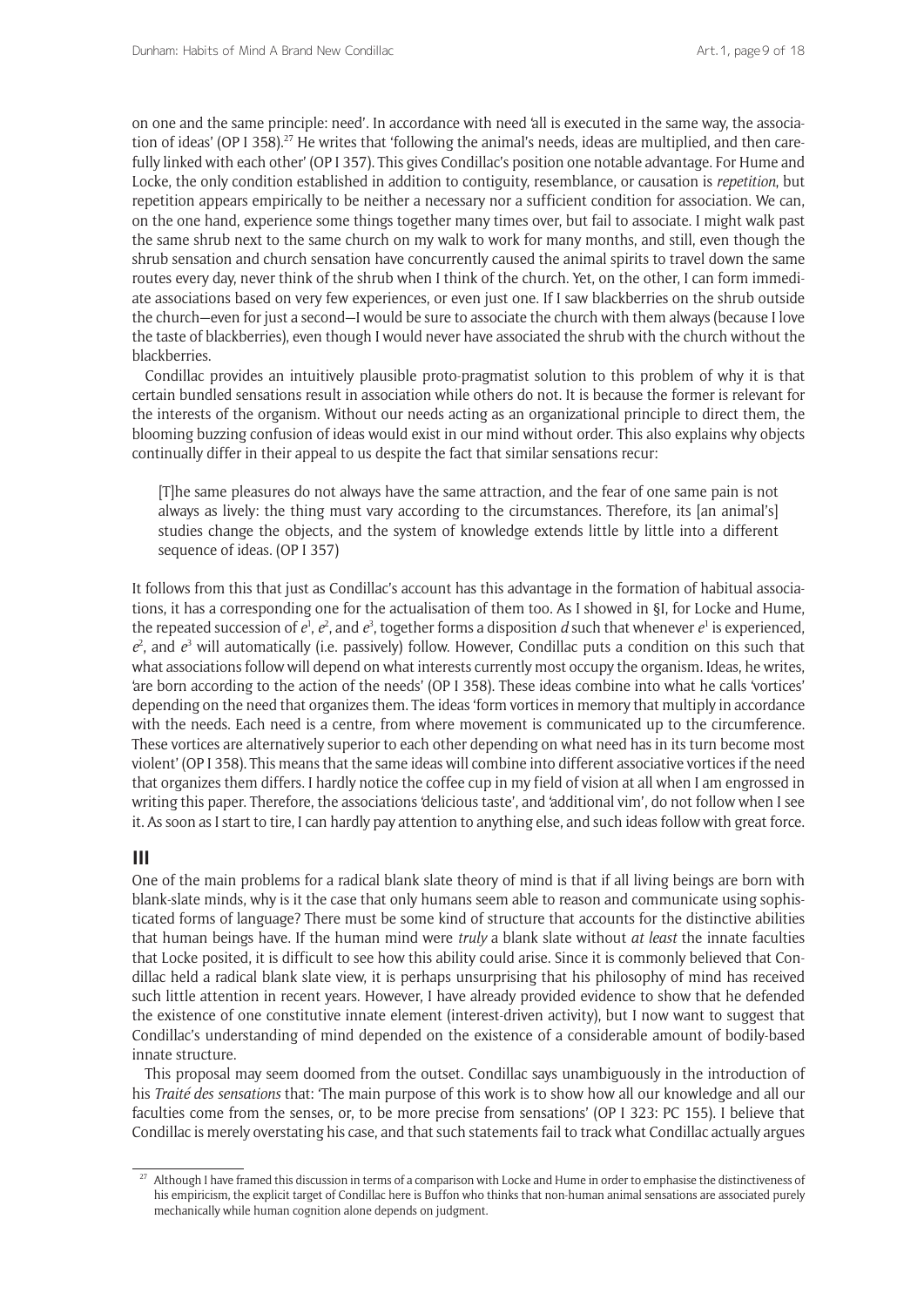on one and the same principle: need'. In accordance with need 'all is executed in the same way, the association of ideas' (OP I 358).[27] He writes that 'following the animal's needs, ideas are multiplied, and then carefully linked with each other' (OP I 357). This gives Condillac's position one notable advantage. For Hume and Locke, the only condition established in addition to contiguity, resemblance, or causation is *repetition*, but repetition appears empirically to be neither a necessary nor a sufficient condition for association. We can, on the one hand, experience some things together many times over, but fail to associate. I might walk past the same shrub next to the same church on my walk to work for many months, and still, even though the shrub sensation and church sensation have concurrently caused the animal spirits to travel down the same routes every day, never think of the shrub when I think of the church. Yet, on the other, I can form immediate associations based on very few experiences, or even just one. If I saw blackberries on the shrub outside the church—even for just a second—I would be sure to associate the church with them always (because I love the taste of blackberries), even though I would never have associated the shrub with the church without the blackberries.

Condillac provides an intuitively plausible proto-pragmatist solution to this problem of why it is that certain bundled sensations result in association while others do not. It is because the former is relevant for the interests of the organism. Without our needs acting as an organizational principle to direct them, the blooming buzzing confusion of ideas would exist in our mind without order. This also explains why objects continually differ in their appeal to us despite the fact that similar sensations recur:

> [T]he same pleasures do not always have the same attraction, and the fear of one same pain is not always as lively: the thing must vary according to the circumstances. Therefore, its [an animal's] studies change the objects, and the system of knowledge extends little by little into a different sequence of ideas. (OP I 357)

It follows from this that just as Condillac's account has this advantage in the formation of habitual associations, it has a corresponding one for the actualisation of them too. As I showed in §I, for Locke and Hume, the repeated succession of $e^1$, $e^2$, and $e^3$, together forms a disposition $d$ such that whenever $e^1$ is experienced, $e^2$, and $e^3$ will automatically (i.e. passively) follow. However, Condillac puts a condition on this such that what associations follow will depend on what interests currently most occupy the organism. Ideas, he writes, 'are born according to the action of the needs' (OP I 358). These ideas combine into what he calls 'vortices' depending on the need that organizes them. The ideas 'form vortices in memory that multiply in accordance with the needs. Each need is a centre, from where movement is communicated up to the circumference. These vortices are alternatively superior to each other depending on what need has in its turn become most violent' (OP I 358). This means that the same ideas will combine into different associative vortices if the need that organizes them differs. I hardly notice the coffee cup in my field of vision at all when I am engrossed in writing this paper. Therefore, the associations 'delicious taste', and 'additional vim', do not follow when I see it. As soon as I start to tire, I can hardly pay attention to anything else, and such ideas follow with great force.

## III

One of the main problems for a radical blank slate theory of mind is that if all living beings are born with blank-slate minds, why is it the case that only humans seem able to reason and communicate using sophisticated forms of language? There must be some kind of structure that accounts for the distinctive abilities that human beings have. If the human mind were *truly* a blank slate without *at least* the innate faculties that Locke posited, it is difficult to see how this ability could arise. Since it is commonly believed that Condillac held a radical blank slate view, it is perhaps unsurprising that his philosophy of mind has received such little attention in recent years. However, I have already provided evidence to show that he defended the existence of one constitutive innate element (interest-driven activity), but I now want to suggest that Condillac's understanding of mind depended on the existence of a considerable amount of bodily-based innate structure.

This proposal may seem doomed from the outset. Condillac says unambiguously in the introduction of his *Traité des sensations* that: 'The main purpose of this work is to show how all our knowledge and all our faculties come from the senses, or, to be more precise from sensations' (OP I 323: PC 155). I believe that Condillac is merely overstating his case, and that such statements fail to track what Condillac actually argues

[27] Although I have framed this discussion in terms of a comparison with Locke and Hume in order to emphasise the distinctiveness of his empiricism, the explicit target of Condillac here is Buffon who thinks that non-human animal sensations are associated purely mechanically while human cognition alone depends on judgment.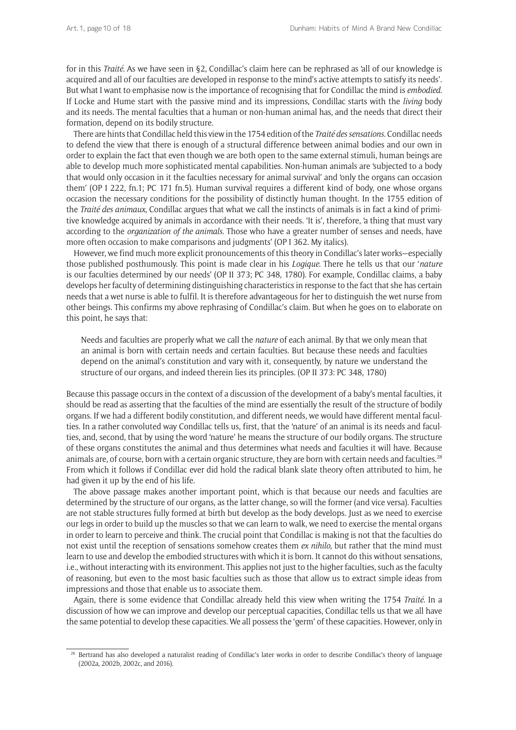for in this *Traité*. As we have seen in §2, Condillac's claim here can be rephrased as 'all of our knowledge is acquired and all of our faculties are developed in response to the mind's active attempts to satisfy its needs'. But what I want to emphasise now is the importance of recognising that for Condillac the mind is *embodied*. If Locke and Hume start with the passive mind and its impressions, Condillac starts with the *living* body and its needs. The mental faculties that a human or non-human animal has, and the needs that direct their formation, depend on its bodily structure.

There are hints that Condillac held this view in the 1754 edition of the *Traité des sensations*. Condillac needs to defend the view that there is enough of a structural difference between animal bodies and our own in order to explain the fact that even though we are both open to the same external stimuli, human beings are able to develop much more sophisticated mental capabilities. Non-human animals are 'subjected to a body that would only occasion in it the faculties necessary for animal survival' and 'only the organs can occasion them' (OP I 222, fn.1; PC 171 fn.5). Human survival requires a different kind of body, one whose organs occasion the necessary conditions for the possibility of distinctly human thought. In the 1755 edition of the *Traité des animaux*, Condillac argues that what we call the instincts of animals is in fact a kind of primitive knowledge acquired by animals in accordance with their needs. 'It is', therefore, 'a thing that must vary according to the *organization of the animals*. Those who have a greater number of senses and needs, have more often occasion to make comparisons and judgments' (OP I 362. My italics).

However, we find much more explicit pronouncements of this theory in Condillac's later works—especially those published posthumously. This point is made clear in his *Logique*. There he tells us that our '*nature* is our faculties determined by our needs' (OP II 373; PC 348, 1780). For example, Condillac claims, a baby develops her faculty of determining distinguishing characteristics in response to the fact that she has certain needs that a wet nurse is able to fulfil. It is therefore advantageous for her to distinguish the wet nurse from other beings. This confirms my above rephrasing of Condillac's claim. But when he goes on to elaborate on this point, he says that:

> Needs and faculties are properly what we call the *nature* of each animal. By that we only mean that an animal is born with certain needs and certain faculties. But because these needs and faculties depend on the animal's constitution and vary with it, consequently, by nature we understand the structure of our organs, and indeed therein lies its principles. (OP II 373: PC 348, 1780)

Because this passage occurs in the context of a discussion of the development of a baby's mental faculties, it should be read as asserting that the faculties of the mind are essentially the result of the structure of bodily organs. If we had a different bodily constitution, and different needs, we would have different mental faculties. In a rather convoluted way Condillac tells us, first, that the 'nature' of an animal is its needs and faculties, and, second, that by using the word 'nature' he means the structure of our bodily organs. The structure of these organs constitutes the animal and thus determines what needs and faculties it will have. Because animals are, of course, born with a certain organic structure, they are born with certain needs and faculties.[28] From which it follows if Condillac ever did hold the radical blank slate theory often attributed to him, he had given it up by the end of his life.

The above passage makes another important point, which is that because our needs and faculties are determined by the structure of our organs, as the latter change, so will the former (and vice versa). Faculties are not stable structures fully formed at birth but develop as the body develops. Just as we need to exercise our legs in order to build up the muscles so that we can learn to walk, we need to exercise the mental organs in order to learn to perceive and think. The crucial point that Condillac is making is not that the faculties do not exist until the reception of sensations somehow creates them *ex nihilo*, but rather that the mind must learn to use and develop the embodied structures with which it is born. It cannot do this without sensations, i.e., without interacting with its environment. This applies not just to the higher faculties, such as the faculty of reasoning, but even to the most basic faculties such as those that allow us to extract simple ideas from impressions and those that enable us to associate them.

Again, there is some evidence that Condillac already held this view when writing the 1754 *Traité*. In a discussion of how we can improve and develop our perceptual capacities, Condillac tells us that we all have the same potential to develop these capacities. We all possess the 'germ' of these capacities. However, only in

[28] Bertrand has also developed a naturalist reading of Condillac's later works in order to describe Condillac's theory of language (2002a, 2002b, 2002c, and 2016).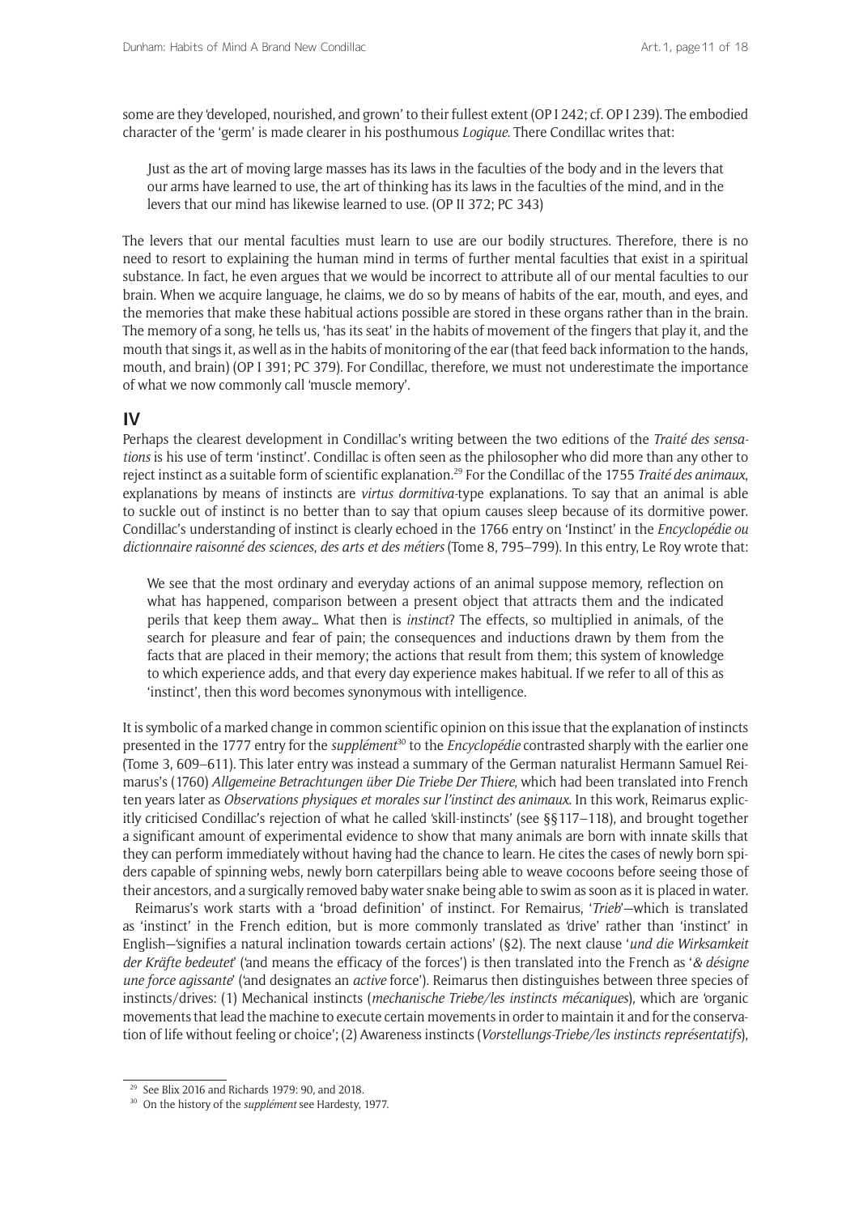some are they 'developed, nourished, and grown' to their fullest extent (OP I 242; cf. OP I 239). The embodied character of the 'germ' is made clearer in his posthumous *Logique*. There Condillac writes that:

> Just as the art of moving large masses has its laws in the faculties of the body and in the levers that our arms have learned to use, the art of thinking has its laws in the faculties of the mind, and in the levers that our mind has likewise learned to use. (OP II 372; PC 343)

The levers that our mental faculties must learn to use are our bodily structures. Therefore, there is no need to resort to explaining the human mind in terms of further mental faculties that exist in a spiritual substance. In fact, he even argues that we would be incorrect to attribute all of our mental faculties to our brain. When we acquire language, he claims, we do so by means of habits of the ear, mouth, and eyes, and the memories that make these habitual actions possible are stored in these organs rather than in the brain. The memory of a song, he tells us, 'has its seat' in the habits of movement of the fingers that play it, and the mouth that sings it, as well as in the habits of monitoring of the ear (that feed back information to the hands, mouth, and brain) (OP I 391; PC 379). For Condillac, therefore, we must not underestimate the importance of what we now commonly call 'muscle memory'.

## IV

Perhaps the clearest development in Condillac's writing between the two editions of the *Traité des sensations* is his use of term 'instinct'. Condillac is often seen as the philosopher who did more than any other to reject instinct as a suitable form of scientific explanation.[29] For the Condillac of the 1755 *Traité des animaux*, explanations by means of instincts are *virtus dormitiva*-type explanations. To say that an animal is able to suckle out of instinct is no better than to say that opium causes sleep because of its dormitive power. Condillac's understanding of instinct is clearly echoed in the 1766 entry on 'Instinct' in the *Encyclopédie ou dictionnaire raisonné des sciences, des arts et des métiers* (Tome 8, 795–799). In this entry, Le Roy wrote that:

> We see that the most ordinary and everyday actions of an animal suppose memory, reflection on what has happened, comparison between a present object that attracts them and the indicated perils that keep them away… What then is *instinct*? The effects, so multiplied in animals, of the search for pleasure and fear of pain; the consequences and inductions drawn by them from the facts that are placed in their memory; the actions that result from them; this system of knowledge to which experience adds, and that every day experience makes habitual. If we refer to all of this as 'instinct', then this word becomes synonymous with intelligence.

It is symbolic of a marked change in common scientific opinion on this issue that the explanation of instincts presented in the 1777 entry for the *supplément*[30] to the *Encyclopédie* contrasted sharply with the earlier one (Tome 3, 609–611). This later entry was instead a summary of the German naturalist Hermann Samuel Reimarus's (1760) *Allgemeine Betrachtungen über Die Triebe Der Thiere*, which had been translated into French ten years later as *Observations physiques et morales sur l'instinct des animaux*. In this work, Reimarus explicitly criticised Condillac's rejection of what he called 'skill-instincts' (see §§117–118), and brought together a significant amount of experimental evidence to show that many animals are born with innate skills that they can perform immediately without having had the chance to learn. He cites the cases of newly born spiders capable of spinning webs, newly born caterpillars being able to weave cocoons before seeing those of their ancestors, and a surgically removed baby water snake being able to swim as soon as it is placed in water.

Reimarus's work starts with a 'broad definition' of instinct. For Remairus, '*Trieb*'—which is translated as 'instinct' in the French edition, but is more commonly translated as 'drive' rather than 'instinct' in English—'signifies a natural inclination towards certain actions' (§2). The next clause '*und die Wirksamkeit der Kräfte bedeutet*' ('and means the efficacy of the forces') is then translated into the French as '*& désigne une force agissante*' ('and designates an *active* force'). Reimarus then distinguishes between three species of instincts/drives: (1) Mechanical instincts (*mechanische Triebe/les instincts mécaniques*), which are 'organic movements that lead the machine to execute certain movements in order to maintain it and for the conservation of life without feeling or choice'; (2) Awareness instincts (*Vorstellungs-Triebe/les instincts représentatifs*),

[29] See Blix 2016 and Richards 1979: 90, and 2018.

[30] On the history of the *supplément* see Hardesty, 1977.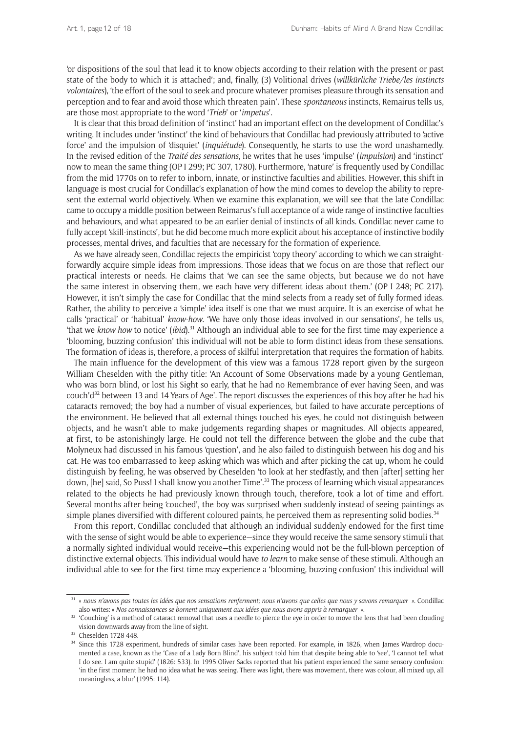'or dispositions of the soul that lead it to know objects according to their relation with the present or past state of the body to which it is attached'; and, finally, (3) Volitional drives (*willkürliche Triebe/les instincts volontaires*), 'the effort of the soul to seek and procure whatever promises pleasure through its sensation and perception and to fear and avoid those which threaten pain'. These *spontaneous* instincts, Remairus tells us, are those most appropriate to the word '*Trieb*' or '*impetus*'.

It is clear that this broad definition of 'instinct' had an important effect on the development of Condillac's writing. It includes under 'instinct' the kind of behaviours that Condillac had previously attributed to 'active force' and the impulsion of 'disquiet' (*inquiétude*). Consequently, he starts to use the word unashamedly. In the revised edition of the *Traité des sensations*, he writes that he uses 'impulse' (*impulsion*) and 'instinct' now to mean the same thing (OP I 299; PC 307, 1780). Furthermore, 'nature' is frequently used by Condillac from the mid 1770s on to refer to inborn, innate, or instinctive faculties and abilities. However, this shift in language is most crucial for Condillac's explanation of how the mind comes to develop the ability to represent the external world objectively. When we examine this explanation, we will see that the late Condillac came to occupy a middle position between Reimarus's full acceptance of a wide range of instinctive faculties and behaviours, and what appeared to be an earlier denial of instincts of all kinds. Condillac never came to fully accept 'skill-instincts', but he did become much more explicit about his acceptance of instinctive bodily processes, mental drives, and faculties that are necessary for the formation of experience.

As we have already seen, Condillac rejects the empiricist 'copy theory' according to which we can straightforwardly acquire simple ideas from impressions. Those ideas that we focus on are those that reflect our practical interests or needs. He claims that 'we can see the same objects, but because we do not have the same interest in observing them, we each have very different ideas about them.' (OP I 248; PC 217). However, it isn't simply the case for Condillac that the mind selects from a ready set of fully formed ideas. Rather, the ability to perceive a 'simple' idea itself is one that we must acquire. It is an exercise of what he calls 'practical' or 'habitual' *know-how*. 'We have only those ideas involved in our sensations', he tells us, 'that we *know how* to notice' (*ibid*).[31] Although an individual able to see for the first time may experience a 'blooming, buzzing confusion' this individual will not be able to form distinct ideas from these sensations. The formation of ideas is, therefore, a process of skilful interpretation that requires the formation of habits.

The main influence for the development of this view was a famous 1728 report given by the surgeon William Cheselden with the pithy title: 'An Account of Some Observations made by a young Gentleman, who was born blind, or lost his Sight so early, that he had no Remembrance of ever having Seen, and was couch'd[32] between 13 and 14 Years of Age'. The report discusses the experiences of this boy after he had his cataracts removed; the boy had a number of visual experiences, but failed to have accurate perceptions of the environment. He believed that all external things touched his eyes, he could not distinguish between objects, and he wasn't able to make judgements regarding shapes or magnitudes. All objects appeared, at first, to be astonishingly large. He could not tell the difference between the globe and the cube that Molyneux had discussed in his famous 'question', and he also failed to distinguish between his dog and his cat. He was too embarrassed to keep asking which was which and after picking the cat up, whom he could distinguish by feeling, he was observed by Cheselden 'to look at her stedfastly, and then [after] setting her down, [he] said, So Puss! I shall know you another Time'.[33] The process of learning which visual appearances related to the objects he had previously known through touch, therefore, took a lot of time and effort. Several months after being 'couched', the boy was surprised when suddenly instead of seeing paintings as simple planes diversified with different coloured paints, he perceived them as representing solid bodies.[34]

From this report, Condillac concluded that although an individual suddenly endowed for the first time with the sense of sight would be able to experience—since they would receive the same sensory stimuli that a normally sighted individual would receive—this experiencing would not be the full-blown perception of distinctive external objects. This individual would have *to learn* to make sense of these stimuli. Although an individual able to see for the first time may experience a 'blooming, buzzing confusion' this individual will

[31] « *nous n'avons pas toutes les idées que nos sensations renferment; nous n'avons que celles que nous y savons remarquer* ». Condillac also writes: « *Nos connaissances se bornent uniquement aux idées que nous avons appris à remarquer* ».

[32] 'Couching' is a method of cataract removal that uses a needle to pierce the eye in order to move the lens that had been clouding vision downwards away from the line of sight.

[33] Cheselden 1728 448.

[34] Since this 1728 experiment, hundreds of similar cases have been reported. For example, in 1826, when James Wardrop documented a case, known as the 'Case of a Lady Born Blind', his subject told him that despite being able to 'see', 'I cannot tell what I do see. I am quite stupid' (1826: 533). In 1995 Oliver Sacks reported that his patient experienced the same sensory confusion: 'in the first moment he had no idea what he was seeing. There was light, there was movement, there was colour, all mixed up, all meaningless, a blur' (1995: 114).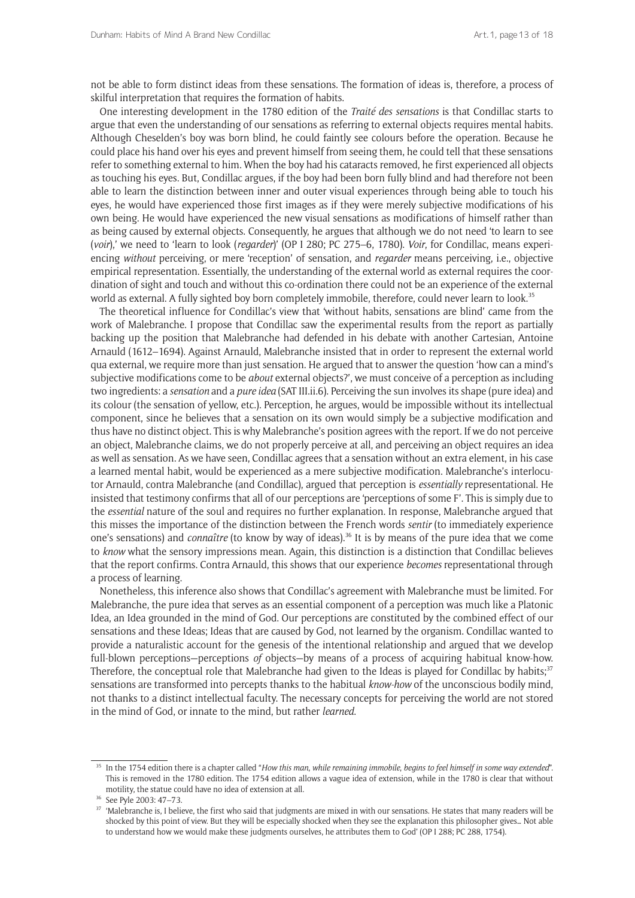not be able to form distinct ideas from these sensations. The formation of ideas is, therefore, a process of skilful interpretation that requires the formation of habits.

One interesting development in the 1780 edition of the *Traité des sensations* is that Condillac starts to argue that even the understanding of our sensations as referring to external objects requires mental habits. Although Cheselden's boy was born blind, he could faintly see colours before the operation. Because he could place his hand over his eyes and prevent himself from seeing them, he could tell that these sensations refer to something external to him. When the boy had his cataracts removed, he first experienced all objects as touching his eyes. But, Condillac argues, if the boy had been born fully blind and had therefore not been able to learn the distinction between inner and outer visual experiences through being able to touch his eyes, he would have experienced those first images as if they were merely subjective modifications of his own being. He would have experienced the new visual sensations as modifications of himself rather than as being caused by external objects. Consequently, he argues that although we do not need 'to learn to see (*voir*),' we need to 'learn to look (*regarder*)' (OP I 280; PC 275–6, 1780). *Voir*, for Condillac, means experiencing *without* perceiving, or mere 'reception' of sensation, and *regarder* means perceiving, i.e., objective empirical representation. Essentially, the understanding of the external world as external requires the coordination of sight and touch and without this co-ordination there could not be an experience of the external world as external. A fully sighted boy born completely immobile, therefore, could never learn to look.[35]

The theoretical influence for Condillac's view that 'without habits, sensations are blind' came from the work of Malebranche. I propose that Condillac saw the experimental results from the report as partially backing up the position that Malebranche had defended in his debate with another Cartesian, Antoine Arnauld (1612–1694). Against Arnauld, Malebranche insisted that in order to represent the external world qua external, we require more than just sensation. He argued that to answer the question 'how can a mind's subjective modifications come to be *about* external objects?', we must conceive of a perception as including two ingredients: a *sensation* and a *pure idea* (SAT III.ii.6). Perceiving the sun involves its shape (pure idea) and its colour (the sensation of yellow, etc.). Perception, he argues, would be impossible without its intellectual component, since he believes that a sensation on its own would simply be a subjective modification and thus have no distinct object. This is why Malebranche's position agrees with the report. If we do not perceive an object, Malebranche claims, we do not properly perceive at all, and perceiving an object requires an idea as well as sensation. As we have seen, Condillac agrees that a sensation without an extra element, in his case a learned mental habit, would be experienced as a mere subjective modification. Malebranche's interlocutor Arnauld, contra Malebranche (and Condillac), argued that perception is *essentially* representational. He insisted that testimony confirms that all of our perceptions are 'perceptions of some F'. This is simply due to the *essential* nature of the soul and requires no further explanation. In response, Malebranche argued that this misses the importance of the distinction between the French words *sentir* (to immediately experience one's sensations) and *connaître* (to know by way of ideas).[36] It is by means of the pure idea that we come to *know* what the sensory impressions mean. Again, this distinction is a distinction that Condillac believes that the report confirms. Contra Arnauld, this shows that our experience *becomes* representational through a process of learning.

Nonetheless, this inference also shows that Condillac's agreement with Malebranche must be limited. For Malebranche, the pure idea that serves as an essential component of a perception was much like a Platonic Idea, an Idea grounded in the mind of God. Our perceptions are constituted by the combined effect of our sensations and these Ideas; Ideas that are caused by God, not learned by the organism. Condillac wanted to provide a naturalistic account for the genesis of the intentional relationship and argued that we develop full-blown perceptions—perceptions *of* objects—by means of a process of acquiring habitual know-how. Therefore, the conceptual role that Malebranche had given to the Ideas is played for Condillac by habits;[37] sensations are transformed into percepts thanks to the habitual *know-how* of the unconscious bodily mind, not thanks to a distinct intellectual faculty. The necessary concepts for perceiving the world are not stored in the mind of God, or innate to the mind, but rather *learned*.

---

[35] In the 1754 edition there is a chapter called "*How this man, while remaining immobile, begins to feel himself in some way extended*". This is removed in the 1780 edition. The 1754 edition allows a vague idea of extension, while in the 1780 is clear that without motility, the statue could have no idea of extension at all.

[36] See Pyle 2003: 47–73.

[37] 'Malebranche is, I believe, the first who said that judgments are mixed in with our sensations. He states that many readers will be shocked by this point of view. But they will be especially shocked when they see the explanation this philosopher gives… Not able to understand how we would make these judgments ourselves, he attributes them to God' (OP I 288; PC 288, 1754).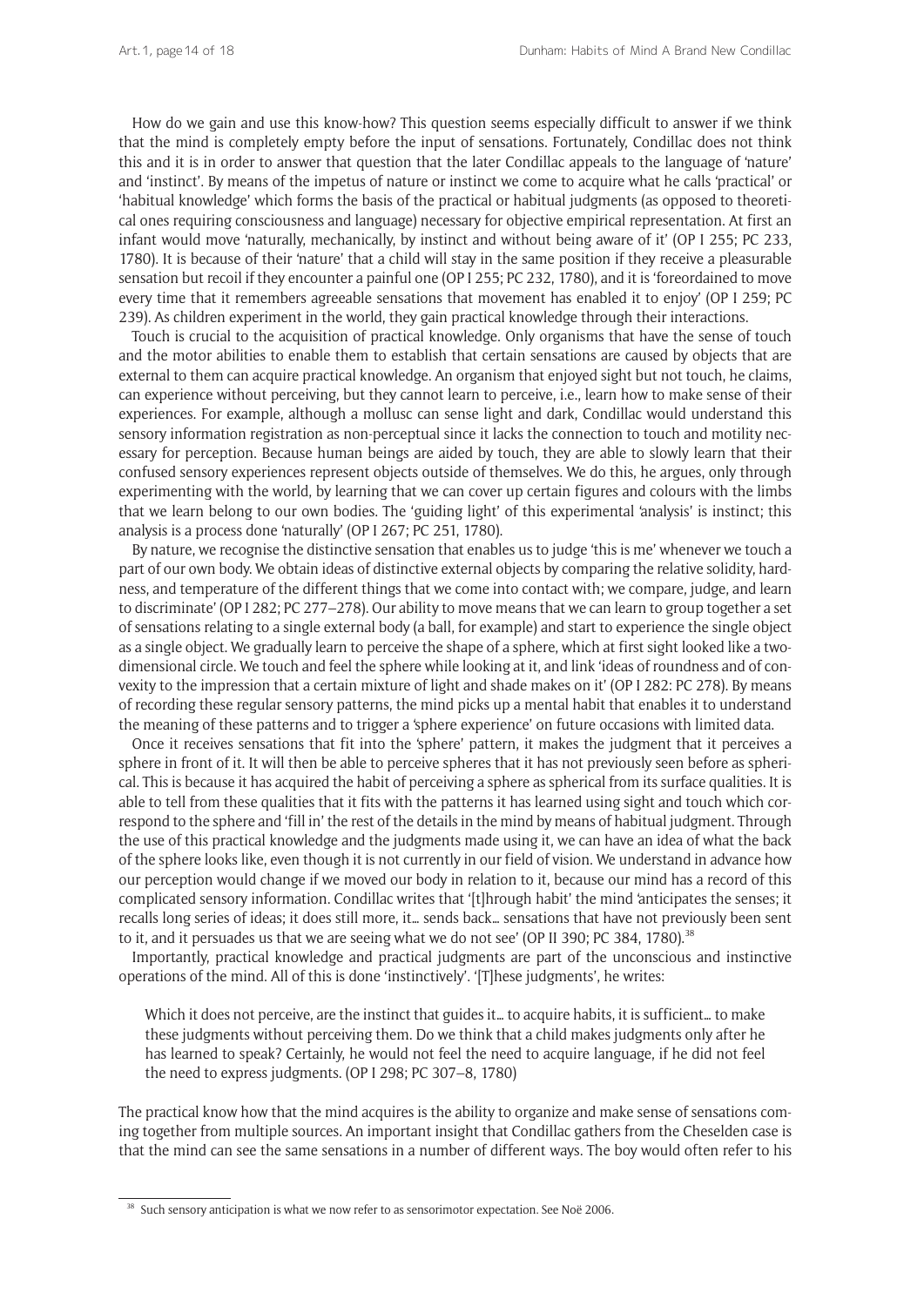How do we gain and use this know-how? This question seems especially difficult to answer if we think that the mind is completely empty before the input of sensations. Fortunately, Condillac does not think this and it is in order to answer that question that the later Condillac appeals to the language of 'nature' and 'instinct'. By means of the impetus of nature or instinct we come to acquire what he calls 'practical' or 'habitual knowledge' which forms the basis of the practical or habitual judgments (as opposed to theoretical ones requiring consciousness and language) necessary for objective empirical representation. At first an infant would move 'naturally, mechanically, by instinct and without being aware of it' (OP I 255; PC 233, 1780). It is because of their 'nature' that a child will stay in the same position if they receive a pleasurable sensation but recoil if they encounter a painful one (OP I 255; PC 232, 1780), and it is 'foreordained to move every time that it remembers agreeable sensations that movement has enabled it to enjoy' (OP I 259; PC 239). As children experiment in the world, they gain practical knowledge through their interactions.

Touch is crucial to the acquisition of practical knowledge. Only organisms that have the sense of touch and the motor abilities to enable them to establish that certain sensations are caused by objects that are external to them can acquire practical knowledge. An organism that enjoyed sight but not touch, he claims, can experience without perceiving, but they cannot learn to perceive, i.e., learn how to make sense of their experiences. For example, although a mollusc can sense light and dark, Condillac would understand this sensory information registration as non-perceptual since it lacks the connection to touch and motility necessary for perception. Because human beings are aided by touch, they are able to slowly learn that their confused sensory experiences represent objects outside of themselves. We do this, he argues, only through experimenting with the world, by learning that we can cover up certain figures and colours with the limbs that we learn belong to our own bodies. The 'guiding light' of this experimental 'analysis' is instinct; this analysis is a process done 'naturally' (OP I 267; PC 251, 1780).

By nature, we recognise the distinctive sensation that enables us to judge 'this is me' whenever we touch a part of our own body. We obtain ideas of distinctive external objects by comparing the relative solidity, hardness, and temperature of the different things that we come into contact with; we compare, judge, and learn to discriminate' (OP I 282; PC 277–278). Our ability to move means that we can learn to group together a set of sensations relating to a single external body (a ball, for example) and start to experience the single object as a single object. We gradually learn to perceive the shape of a sphere, which at first sight looked like a two-dimensional circle. We touch and feel the sphere while looking at it, and link 'ideas of roundness and of convexity to the impression that a certain mixture of light and shade makes on it' (OP I 282: PC 278). By means of recording these regular sensory patterns, the mind picks up a mental habit that enables it to understand the meaning of these patterns and to trigger a 'sphere experience' on future occasions with limited data.

Once it receives sensations that fit into the 'sphere' pattern, it makes the judgment that it perceives a sphere in front of it. It will then be able to perceive spheres that it has not previously seen before as spherical. This is because it has acquired the habit of perceiving a sphere as spherical from its surface qualities. It is able to tell from these qualities that it fits with the patterns it has learned using sight and touch which correspond to the sphere and 'fill in' the rest of the details in the mind by means of habitual judgment. Through the use of this practical knowledge and the judgments made using it, we can have an idea of what the back of the sphere looks like, even though it is not currently in our field of vision. We understand in advance how our perception would change if we moved our body in relation to it, because our mind has a record of this complicated sensory information. Condillac writes that '[t]hrough habit' the mind 'anticipates the senses; it recalls long series of ideas; it does still more, it… sends back… sensations that have not previously been sent to it, and it persuades us that we are seeing what we do not see' (OP II 390; PC 384, 1780).[38]

Importantly, practical knowledge and practical judgments are part of the unconscious and instinctive operations of the mind. All of this is done 'instinctively'. '[T]hese judgments', he writes:

> Which it does not perceive, are the instinct that guides it… to acquire habits, it is sufficient… to make these judgments without perceiving them. Do we think that a child makes judgments only after he has learned to speak? Certainly, he would not feel the need to acquire language, if he did not feel the need to express judgments. (OP I 298; PC 307–8, 1780)

The practical know how that the mind acquires is the ability to organize and make sense of sensations coming together from multiple sources. An important insight that Condillac gathers from the Cheselden case is that the mind can see the same sensations in a number of different ways. The boy would often refer to his

[38] Such sensory anticipation is what we now refer to as sensorimotor expectation. See Noë 2006.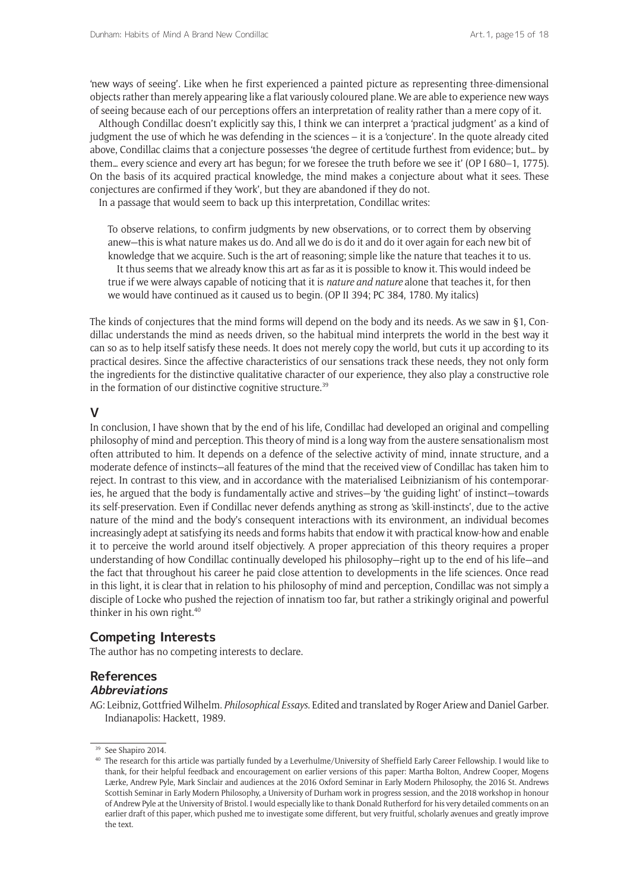'new ways of seeing'. Like when he first experienced a painted picture as representing three-dimensional objects rather than merely appearing like a flat variously coloured plane. We are able to experience new ways of seeing because each of our perceptions offers an interpretation of reality rather than a mere copy of it.

Although Condillac doesn't explicitly say this, I think we can interpret a 'practical judgment' as a kind of judgment the use of which he was defending in the sciences – it is a 'conjecture'. In the quote already cited above, Condillac claims that a conjecture possesses 'the degree of certitude furthest from evidence; but… by them… every science and every art has begun; for we foresee the truth before we see it' (OP I 680–1, 1775). On the basis of its acquired practical knowledge, the mind makes a conjecture about what it sees. These conjectures are confirmed if they 'work', but they are abandoned if they do not.

In a passage that would seem to back up this interpretation, Condillac writes:

> To observe relations, to confirm judgments by new observations, or to correct them by observing anew—this is what nature makes us do. And all we do is do it and do it over again for each new bit of knowledge that we acquire. Such is the art of reasoning; simple like the nature that teaches it to us.
>
> It thus seems that we already know this art as far as it is possible to know it. This would indeed be true if we were always capable of noticing that it is *nature and nature* alone that teaches it, for then we would have continued as it caused us to begin. (OP II 394; PC 384, 1780. My italics)

The kinds of conjectures that the mind forms will depend on the body and its needs. As we saw in §1, Condillac understands the mind as needs driven, so the habitual mind interprets the world in the best way it can so as to help itself satisfy these needs. It does not merely copy the world, but cuts it up according to its practical desires. Since the affective characteristics of our sensations track these needs, they not only form the ingredients for the distinctive qualitative character of our experience, they also play a constructive role in the formation of our distinctive cognitive structure.[39]

## V

In conclusion, I have shown that by the end of his life, Condillac had developed an original and compelling philosophy of mind and perception. This theory of mind is a long way from the austere sensationalism most often attributed to him. It depends on a defence of the selective activity of mind, innate structure, and a moderate defence of instincts—all features of the mind that the received view of Condillac has taken him to reject. In contrast to this view, and in accordance with the materialised Leibnizianism of his contemporaries, he argued that the body is fundamentally active and strives—by 'the guiding light' of instinct—towards its self-preservation. Even if Condillac never defends anything as strong as 'skill-instincts', due to the active nature of the mind and the body's consequent interactions with its environment, an individual becomes increasingly adept at satisfying its needs and forms habits that endow it with practical know-how and enable it to perceive the world around itself objectively. A proper appreciation of this theory requires a proper understanding of how Condillac continually developed his philosophy—right up to the end of his life—and the fact that throughout his career he paid close attention to developments in the life sciences. Once read in this light, it is clear that in relation to his philosophy of mind and perception, Condillac was not simply a disciple of Locke who pushed the rejection of innatism too far, but rather a strikingly original and powerful thinker in his own right.[40]

## Competing Interests

The author has no competing interests to declare.

## References

### Abbreviations

AG: Leibniz, Gottfried Wilhelm. *Philosophical Essays*. Edited and translated by Roger Ariew and Daniel Garber. Indianapolis: Hackett, 1989.

---

[39] See Shapiro 2014.

[40] The research for this article was partially funded by a Leverhulme/University of Sheffield Early Career Fellowship. I would like to thank, for their helpful feedback and encouragement on earlier versions of this paper: Martha Bolton, Andrew Cooper, Mogens Lærke, Andrew Pyle, Mark Sinclair and audiences at the 2016 Oxford Seminar in Early Modern Philosophy, the 2016 St. Andrews Scottish Seminar in Early Modern Philosophy, a University of Durham work in progress session, and the 2018 workshop in honour of Andrew Pyle at the University of Bristol. I would especially like to thank Donald Rutherford for his very detailed comments on an earlier draft of this paper, which pushed me to investigate some different, but very fruitful, scholarly avenues and greatly improve the text.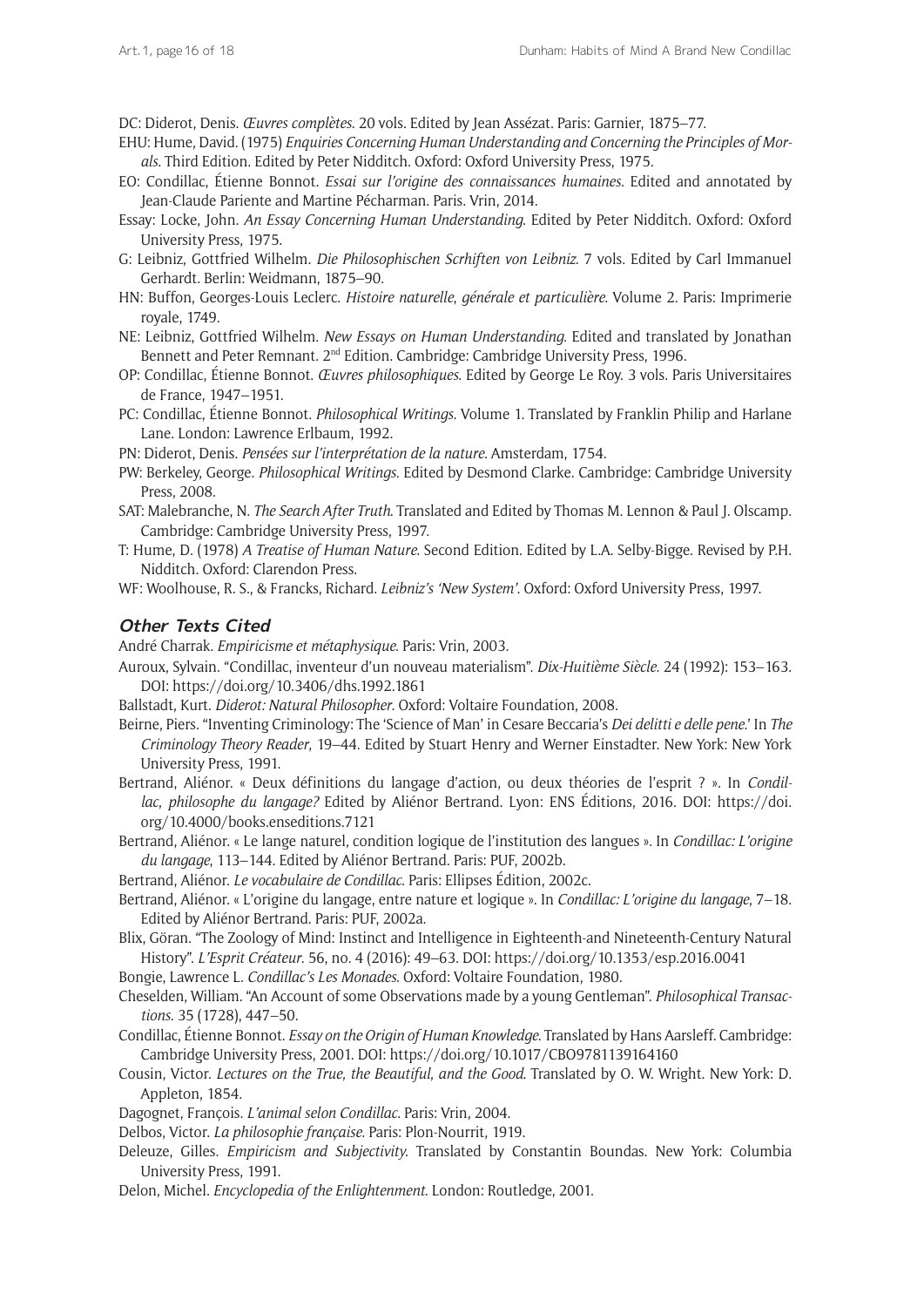DC: Diderot, Denis. *Œuvres complètes*. 20 vols. Edited by Jean Assézat. Paris: Garnier, 1875–77.

EHU: Hume, David. (1975) *Enquiries Concerning Human Understanding and Concerning the Principles of Morals*. Third Edition. Edited by Peter Nidditch. Oxford: Oxford University Press, 1975.

EO: Condillac, Étienne Bonnot. *Essai sur l'origine des connaissances humaines*. Edited and annotated by Jean-Claude Pariente and Martine Pécharman. Paris. Vrin, 2014.

Essay: Locke, John. *An Essay Concerning Human Understanding*. Edited by Peter Nidditch. Oxford: Oxford University Press, 1975.

G: Leibniz, Gottfried Wilhelm. *Die Philosophischen Scrhiften von Leibniz*. 7 vols. Edited by Carl Immanuel Gerhardt. Berlin: Weidmann, 1875–90.

HN: Buffon, Georges-Louis Leclerc. *Histoire naturelle, générale et particulière*. Volume 2. Paris: Imprimerie royale, 1749.

NE: Leibniz, Gottfried Wilhelm. *New Essays on Human Understanding*. Edited and translated by Jonathan Bennett and Peter Remnant. 2nd Edition. Cambridge: Cambridge University Press, 1996.

OP: Condillac, Étienne Bonnot. *Œuvres philosophiques*. Edited by George Le Roy. 3 vols. Paris Universitaires de France, 1947–1951.

PC: Condillac, Étienne Bonnot. *Philosophical Writings*. Volume 1. Translated by Franklin Philip and Harlane Lane. London: Lawrence Erlbaum, 1992.

PN: Diderot, Denis. *Pensées sur l'interprétation de la nature*. Amsterdam, 1754.

PW: Berkeley, George. *Philosophical Writings*. Edited by Desmond Clarke. Cambridge: Cambridge University Press, 2008.

SAT: Malebranche, N. *The Search After Truth*. Translated and Edited by Thomas M. Lennon & Paul J. Olscamp. Cambridge: Cambridge University Press, 1997.

T: Hume, D. (1978) *A Treatise of Human Nature*. Second Edition. Edited by L.A. Selby-Bigge. Revised by P.H. Nidditch. Oxford: Clarendon Press.

WF: Woolhouse, R. S., & Francks, Richard. *Leibniz's 'New System'*. Oxford: Oxford University Press, 1997.

### Other Texts Cited

André Charrak. *Empiricisme et métaphysique*. Paris: Vrin, 2003.

Auroux, Sylvain. "Condillac, inventeur d'un nouveau materialism". *Dix-Huitième Siècle*. 24 (1992): 153–163. DOI: https://doi.org/10.3406/dhs.1992.1861

Ballstadt, Kurt. *Diderot: Natural Philosopher*. Oxford: Voltaire Foundation, 2008.

Beirne, Piers. "Inventing Criminology: The 'Science of Man' in Cesare Beccaria's *Dei delitti e delle pene*.' In *The Criminology Theory Reader*, 19–44. Edited by Stuart Henry and Werner Einstadter. New York: New York University Press, 1991.

Bertrand, Aliénor. « Deux définitions du langage d'action, ou deux théories de l'esprit ? ». In *Condillac, philosophe du langage?* Edited by Aliénor Bertrand. Lyon: ENS Éditions, 2016. DOI: https://doi.org/10.4000/books.enseditions.7121

Bertrand, Aliénor. « Le lange naturel, condition logique de l'institution des langues ». In *Condillac: L'origine du langage*, 113–144. Edited by Aliénor Bertrand. Paris: PUF, 2002b.

Bertrand, Aliénor. *Le vocabulaire de Condillac*. Paris: Ellipses Édition, 2002c.

Bertrand, Aliénor. « L'origine du langage, entre nature et logique ». In *Condillac: L'origine du langage*, 7–18. Edited by Aliénor Bertrand. Paris: PUF, 2002a.

Blix, Göran. "The Zoology of Mind: Instinct and Intelligence in Eighteenth-and Nineteenth-Century Natural History". *L'Esprit Créateur*. 56, no. 4 (2016): 49–63. DOI: https://doi.org/10.1353/esp.2016.0041

Bongie, Lawrence L. *Condillac's Les Monades*. Oxford: Voltaire Foundation, 1980.

Cheselden, William. "An Account of some Observations made by a young Gentleman". *Philosophical Transactions*. 35 (1728), 447–50.

Condillac, Étienne Bonnot. *Essay on the Origin of Human Knowledge*. Translated by Hans Aarsleff. Cambridge: Cambridge University Press, 2001. DOI: https://doi.org/10.1017/CBO9781139164160

Cousin, Victor. *Lectures on the True, the Beautiful, and the Good*. Translated by O. W. Wright. New York: D. Appleton, 1854.

Dagognet, François. *L'animal selon Condillac*. Paris: Vrin, 2004.

Delbos, Victor. *La philosophie française*. Paris: Plon-Nourrit, 1919.

Deleuze, Gilles. *Empiricism and Subjectivity*. Translated by Constantin Boundas. New York: Columbia University Press, 1991.

Delon, Michel. *Encyclopedia of the Enlightenment*. London: Routledge, 2001.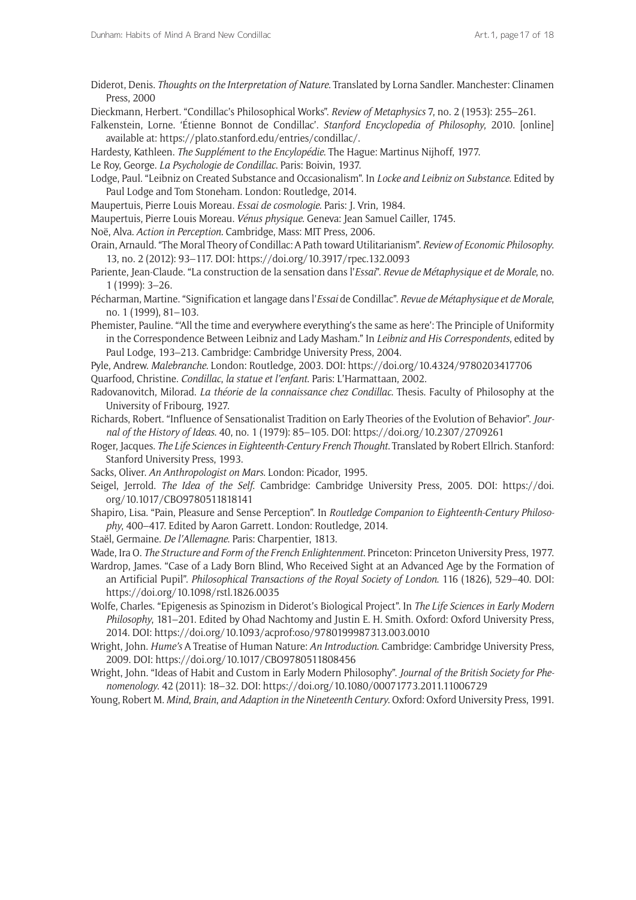Diderot, Denis. *Thoughts on the Interpretation of Nature*. Translated by Lorna Sandler. Manchester: Clinamen Press, 2000

Dieckmann, Herbert. "Condillac's Philosophical Works". *Review of Metaphysics* 7, no. 2 (1953): 255–261.

Falkenstein, Lorne. 'Étienne Bonnot de Condillac'. *Stanford Encyclopedia of Philosophy*, 2010. [online] available at: https://plato.stanford.edu/entries/condillac/.

Hardesty, Kathleen. *The Supplément to the Encylopédie*. The Hague: Martinus Nijhoff, 1977.

Le Roy, George. *La Psychologie de Condillac*. Paris: Boivin, 1937.

Lodge, Paul. "Leibniz on Created Substance and Occasionalism". In *Locke and Leibniz on Substance*. Edited by Paul Lodge and Tom Stoneham. London: Routledge, 2014.

Maupertuis, Pierre Louis Moreau. *Essai de cosmologie*. Paris: J. Vrin, 1984.

Maupertuis, Pierre Louis Moreau. *Vénus physique*. Geneva: Jean Samuel Cailler, 1745.

Noë, Alva. *Action in Perception*. Cambridge, Mass: MIT Press, 2006.

Orain, Arnauld. "The Moral Theory of Condillac: A Path toward Utilitarianism". *Review of Economic Philosophy*. 13, no. 2 (2012): 93–117. DOI: https://doi.org/10.3917/rpec.132.0093

Pariente, Jean-Claude. "La construction de la sensation dans l'*Essai*". *Revue de Métaphysique et de Morale*, no. 1 (1999): 3–26.

Pécharman, Martine. "Signification et langage dans l'*Essai* de Condillac". *Revue de Métaphysique et de Morale*, no. 1 (1999), 81–103.

Phemister, Pauline. "'All the time and everywhere everything's the same as here': The Principle of Uniformity in the Correspondence Between Leibniz and Lady Masham." In *Leibniz and His Correspondents*, edited by Paul Lodge, 193–213. Cambridge: Cambridge University Press, 2004.

Pyle, Andrew. *Malebranche*. London: Routledge, 2003. DOI: https://doi.org/10.4324/9780203417706

Quarfood, Christine. *Condillac, la statue et l'enfant*. Paris: L'Harmattaan, 2002.

Radovanovitch, Milorad. *La théorie de la connaissance chez Condillac*. Thesis. Faculty of Philosophy at the University of Fribourg, 1927.

Richards, Robert. "Influence of Sensationalist Tradition on Early Theories of the Evolution of Behavior". *Journal of the History of Ideas*. 40, no. 1 (1979): 85–105. DOI: https://doi.org/10.2307/2709261

Roger, Jacques. *The Life Sciences in Eighteenth-Century French Thought*. Translated by Robert Ellrich. Stanford: Stanford University Press, 1993.

Sacks, Oliver. *An Anthropologist on Mars*. London: Picador, 1995.

Seigel, Jerrold. *The Idea of the Self*. Cambridge: Cambridge University Press, 2005. DOI: https://doi.org/10.1017/CBO9780511818141

Shapiro, Lisa. "Pain, Pleasure and Sense Perception". In *Routledge Companion to Eighteenth-Century Philosophy*, 400–417. Edited by Aaron Garrett. London: Routledge, 2014.

Staël, Germaine. *De l'Allemagne*. Paris: Charpentier, 1813.

Wade, Ira O. *The Structure and Form of the French Enlightenment*. Princeton: Princeton University Press, 1977.

Wardrop, James. "Case of a Lady Born Blind, Who Received Sight at an Advanced Age by the Formation of an Artificial Pupil". *Philosophical Transactions of the Royal Society of London*. 116 (1826), 529–40. DOI: https://doi.org/10.1098/rstl.1826.0035

Wolfe, Charles. "Epigenesis as Spinozism in Diderot's Biological Project". In *The Life Sciences in Early Modern Philosophy*, 181–201. Edited by Ohad Nachtomy and Justin E. H. Smith. Oxford: Oxford University Press, 2014. DOI: https://doi.org/10.1093/acprof:oso/9780199987313.003.0010

Wright, John. *Hume's* A Treatise of Human Nature: *An Introduction*. Cambridge: Cambridge University Press, 2009. DOI: https://doi.org/10.1017/CBO9780511808456

Wright, John. "Ideas of Habit and Custom in Early Modern Philosophy". *Journal of the British Society for Phenomenology*. 42 (2011): 18–32. DOI: https://doi.org/10.1080/00071773.2011.11006729

Young, Robert M. *Mind, Brain, and Adaption in the Nineteenth Century*. Oxford: Oxford University Press, 1991.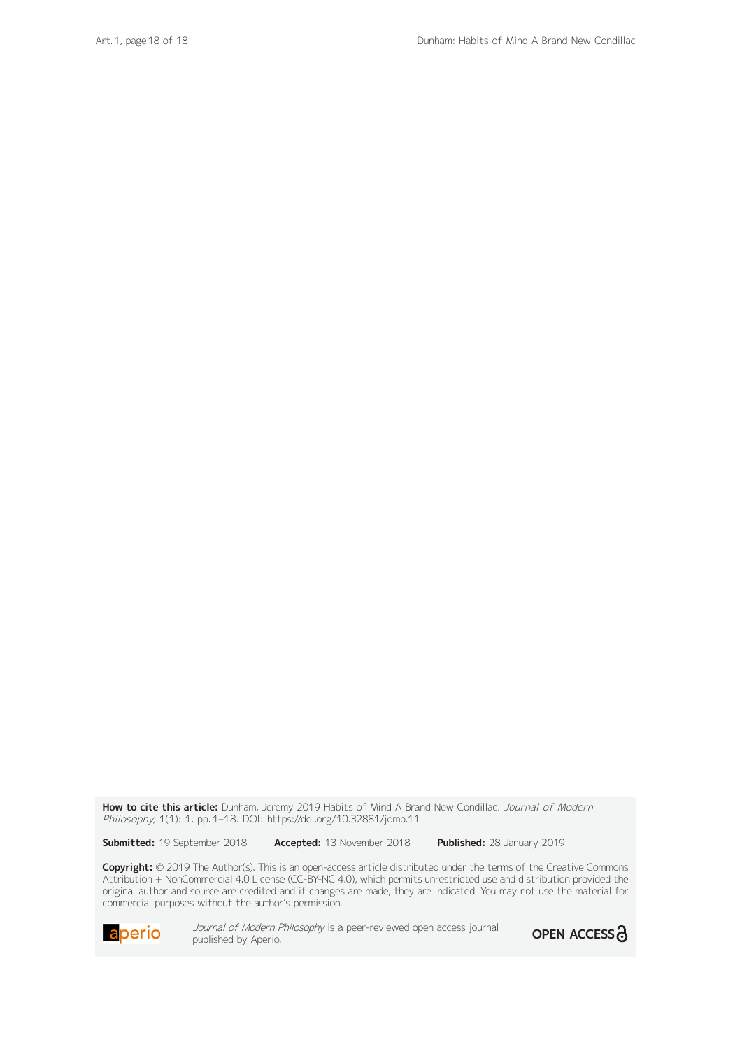**How to cite this article:** Dunham, Jeremy 2019 Habits of Mind A Brand New Condillac. *Journal of Modern Philosophy*, 1(1): 1, pp. 1–18. DOI: https://doi.org/10.32881/jomp.11

**Submitted:** 19 September 2018 **Accepted:** 13 November 2018 **Published:** 28 January 2019

**Copyright:** © 2019 The Author(s). This is an open-access article distributed under the terms of the Creative Commons Attribution + NonCommercial 4.0 License (CC-BY-NC 4.0), which permits unrestricted use and distribution provided the original author and source are credited and if changes are made, they are indicated. You may not use the material for commercial purposes without the author's permission.

aperio

*Journal of Modern Philosophy* is a peer-reviewed open access journal published by Aperio.

**OPEN ACCESS**